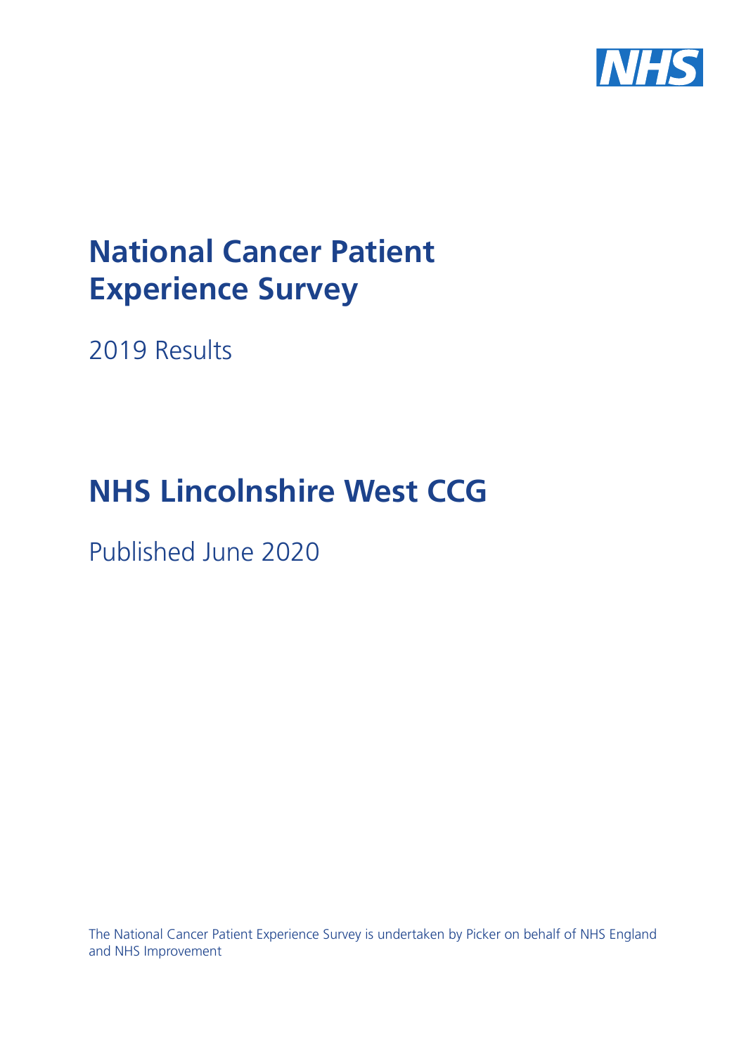# National Cancer Patient Experience Survey

2019 Results

# NHS Lincolnshire West CCG

Published June 2020

The National Cancer Patient Experience Survey is undertaken by Picker on behalf of NHS England and NHS Improvement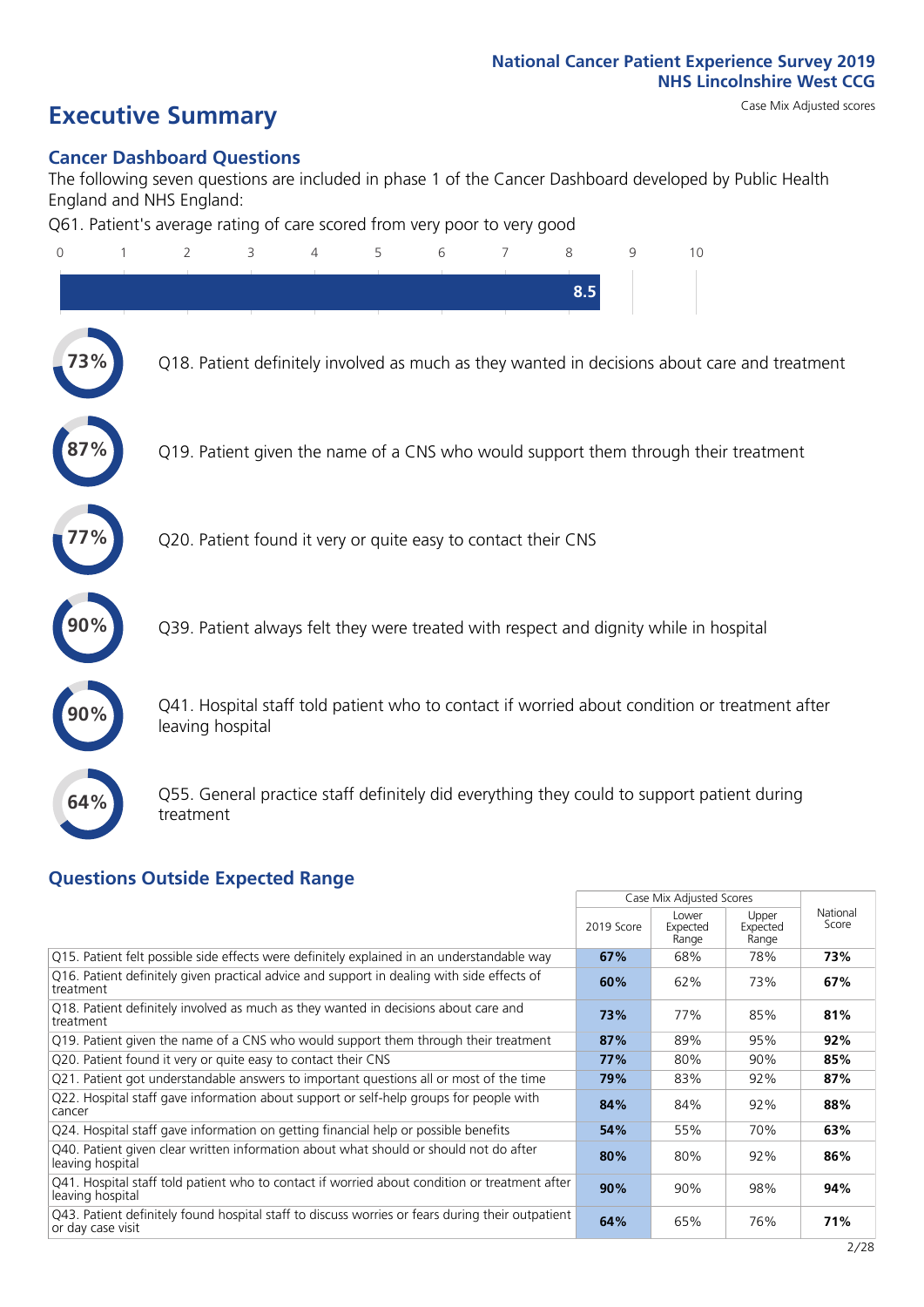National Cancer Patient Experience Survey 2019
NHS Lincolnshire West CCG

# Executive Summary

Case Mix Adjusted scores

## Cancer Dashboard Questions

The following seven questions are included in phase 1 of the Cancer Dashboard developed by Public Health England and NHS England:

Q61. Patient's average rating of care scored from very poor to very good

8.5

- 73% Q18. Patient definitely involved as much as they wanted in decisions about care and treatment
- 87% Q19. Patient given the name of a CNS who would support them through their treatment
- 77% Q20. Patient found it very or quite easy to contact their CNS
- 90% Q39. Patient always felt they were treated with respect and dignity while in hospital
- 90% Q41. Hospital staff told patient who to contact if worried about condition or treatment after leaving hospital
- 64% Q55. General practice staff definitely did everything they could to support patient during treatment

## Questions Outside Expected Range

| | Case Mix Adjusted Scores | | | National Score |
|---|---|---|---|---|
| | 2019 Score | Lower Expected Range | Upper Expected Range | |
| Q15. Patient felt possible side effects were definitely explained in an understandable way | **67%** | 68% | 78% | **73%** |
| Q16. Patient definitely given practical advice and support in dealing with side effects of treatment | **60%** | 62% | 73% | **67%** |
| Q18. Patient definitely involved as much as they wanted in decisions about care and treatment | **73%** | 77% | 85% | **81%** |
| Q19. Patient given the name of a CNS who would support them through their treatment | **87%** | 89% | 95% | **92%** |
| Q20. Patient found it very or quite easy to contact their CNS | **77%** | 80% | 90% | **85%** |
| Q21. Patient got understandable answers to important questions all or most of the time | **79%** | 83% | 92% | **87%** |
| Q22. Hospital staff gave information about support or self-help groups for people with cancer | **84%** | 84% | 92% | **88%** |
| Q24. Hospital staff gave information on getting financial help or possible benefits | **54%** | 55% | 70% | **63%** |
| Q40. Patient given clear written information about what should or should not do after leaving hospital | **80%** | 80% | 92% | **86%** |
| Q41. Hospital staff told patient who to contact if worried about condition or treatment after leaving hospital | **90%** | 90% | 98% | **94%** |
| Q43. Patient definitely found hospital staff to discuss worries or fears during their outpatient or day case visit | **64%** | 65% | 76% | **71%** |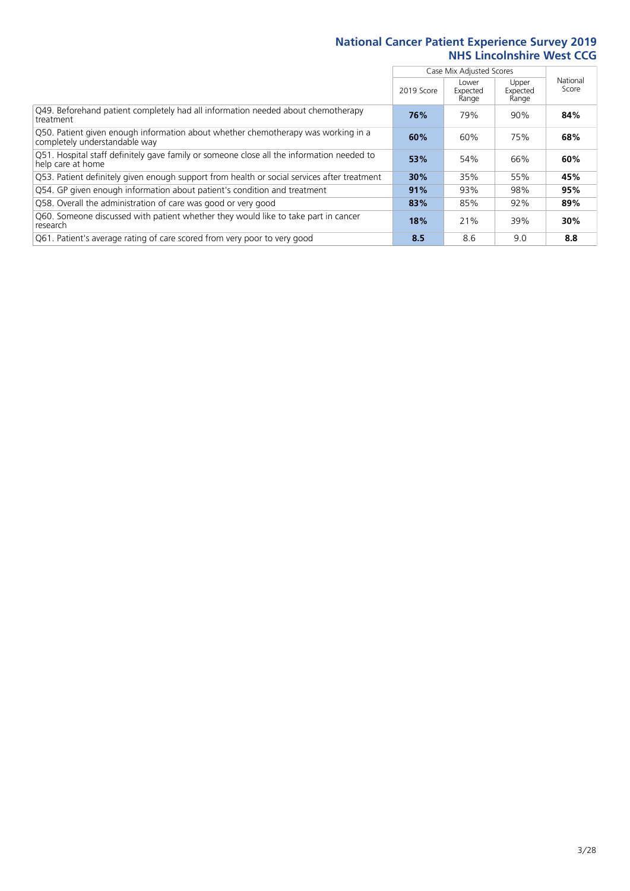| | Case Mix Adjusted Scores | | | National Score |
|---|---|---|---|---|
| | 2019 Score | Lower Expected Range | Upper Expected Range | |
| Q49. Beforehand patient completely had all information needed about chemotherapy treatment | **76%** | 79% | 90% | **84%** |
| Q50. Patient given enough information about whether chemotherapy was working in a completely understandable way | **60%** | 60% | 75% | **68%** |
| Q51. Hospital staff definitely gave family or someone close all the information needed to help care at home | **53%** | 54% | 66% | **60%** |
| Q53. Patient definitely given enough support from health or social services after treatment | **30%** | 35% | 55% | **45%** |
| Q54. GP given enough information about patient's condition and treatment | **91%** | 93% | 98% | **95%** |
| Q58. Overall the administration of care was good or very good | **83%** | 85% | 92% | **89%** |
| Q60. Someone discussed with patient whether they would like to take part in cancer research | **18%** | 21% | 39% | **30%** |
| Q61. Patient's average rating of care scored from very poor to very good | **8.5** | 8.6 | 9.0 | **8.8** |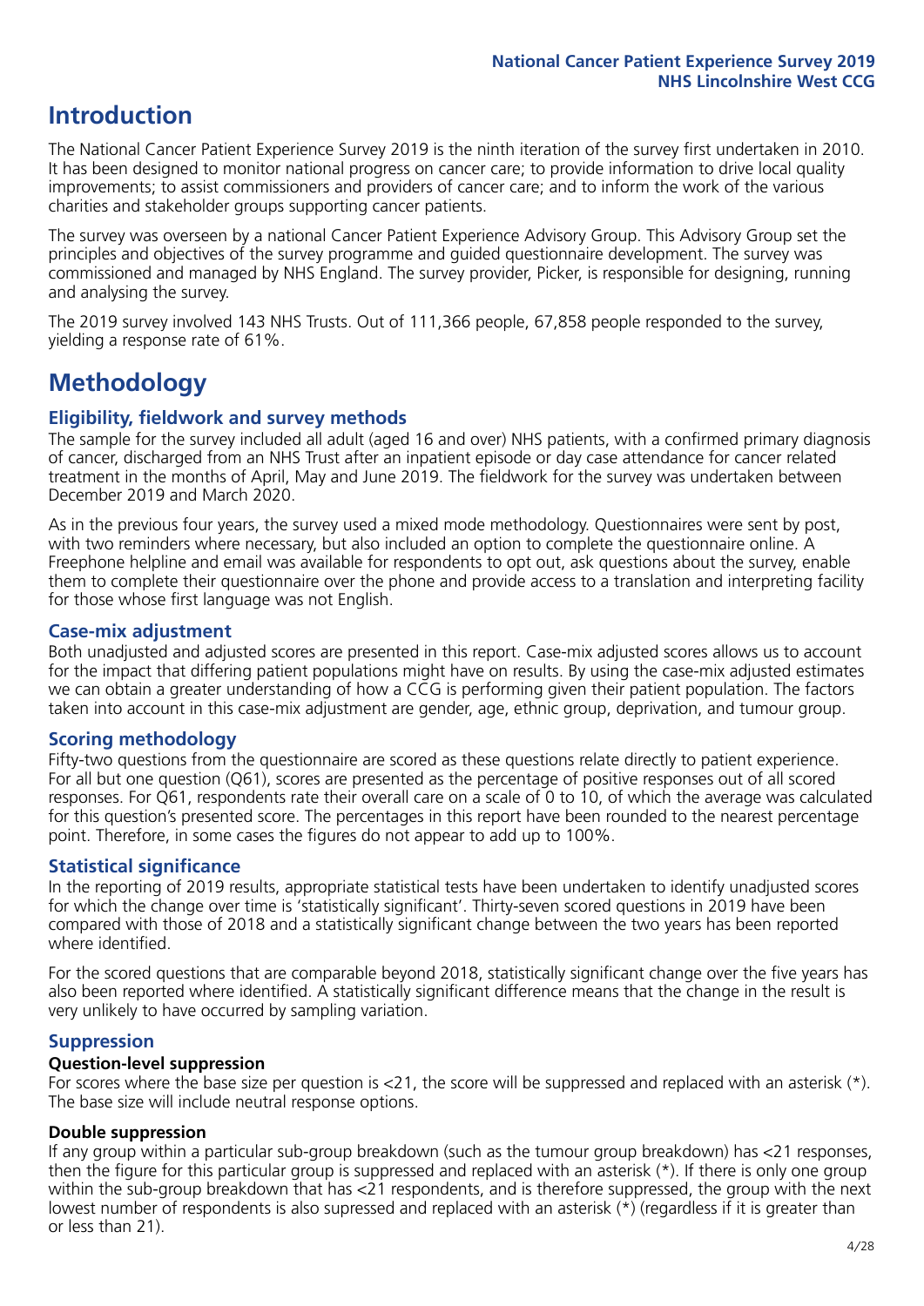# Introduction

The National Cancer Patient Experience Survey 2019 is the ninth iteration of the survey first undertaken in 2010. It has been designed to monitor national progress on cancer care; to provide information to drive local quality improvements; to assist commissioners and providers of cancer care; and to inform the work of the various charities and stakeholder groups supporting cancer patients.

The survey was overseen by a national Cancer Patient Experience Advisory Group. This Advisory Group set the principles and objectives of the survey programme and guided questionnaire development. The survey was commissioned and managed by NHS England. The survey provider, Picker, is responsible for designing, running and analysing the survey.

The 2019 survey involved 143 NHS Trusts. Out of 111,366 people, 67,858 people responded to the survey, yielding a response rate of 61%.

# Methodology

### Eligibility, fieldwork and survey methods

The sample for the survey included all adult (aged 16 and over) NHS patients, with a confirmed primary diagnosis of cancer, discharged from an NHS Trust after an inpatient episode or day case attendance for cancer related treatment in the months of April, May and June 2019. The fieldwork for the survey was undertaken between December 2019 and March 2020.

As in the previous four years, the survey used a mixed mode methodology. Questionnaires were sent by post, with two reminders where necessary, but also included an option to complete the questionnaire online. A Freephone helpline and email was available for respondents to opt out, ask questions about the survey, enable them to complete their questionnaire over the phone and provide access to a translation and interpreting facility for those whose first language was not English.

### Case-mix adjustment

Both unadjusted and adjusted scores are presented in this report. Case-mix adjusted scores allows us to account for the impact that differing patient populations might have on results. By using the case-mix adjusted estimates we can obtain a greater understanding of how a CCG is performing given their patient population. The factors taken into account in this case-mix adjustment are gender, age, ethnic group, deprivation, and tumour group.

### Scoring methodology

Fifty-two questions from the questionnaire are scored as these questions relate directly to patient experience. For all but one question (Q61), scores are presented as the percentage of positive responses out of all scored responses. For Q61, respondents rate their overall care on a scale of 0 to 10, of which the average was calculated for this question's presented score. The percentages in this report have been rounded to the nearest percentage point. Therefore, in some cases the figures do not appear to add up to 100%.

### Statistical significance

In the reporting of 2019 results, appropriate statistical tests have been undertaken to identify unadjusted scores for which the change over time is 'statistically significant'. Thirty-seven scored questions in 2019 have been compared with those of 2018 and a statistically significant change between the two years has been reported where identified.

For the scored questions that are comparable beyond 2018, statistically significant change over the five years has also been reported where identified. A statistically significant difference means that the change in the result is very unlikely to have occurred by sampling variation.

### Suppression

**Question-level suppression**

For scores where the base size per question is <21, the score will be suppressed and replaced with an asterisk (*). The base size will include neutral response options.

**Double suppression**

If any group within a particular sub-group breakdown (such as the tumour group breakdown) has <21 responses, then the figure for this particular group is suppressed and replaced with an asterisk (*). If there is only one group within the sub-group breakdown that has <21 respondents, and is therefore suppressed, the group with the next lowest number of respondents is also supressed and replaced with an asterisk (*) (regardless if it is greater than or less than 21).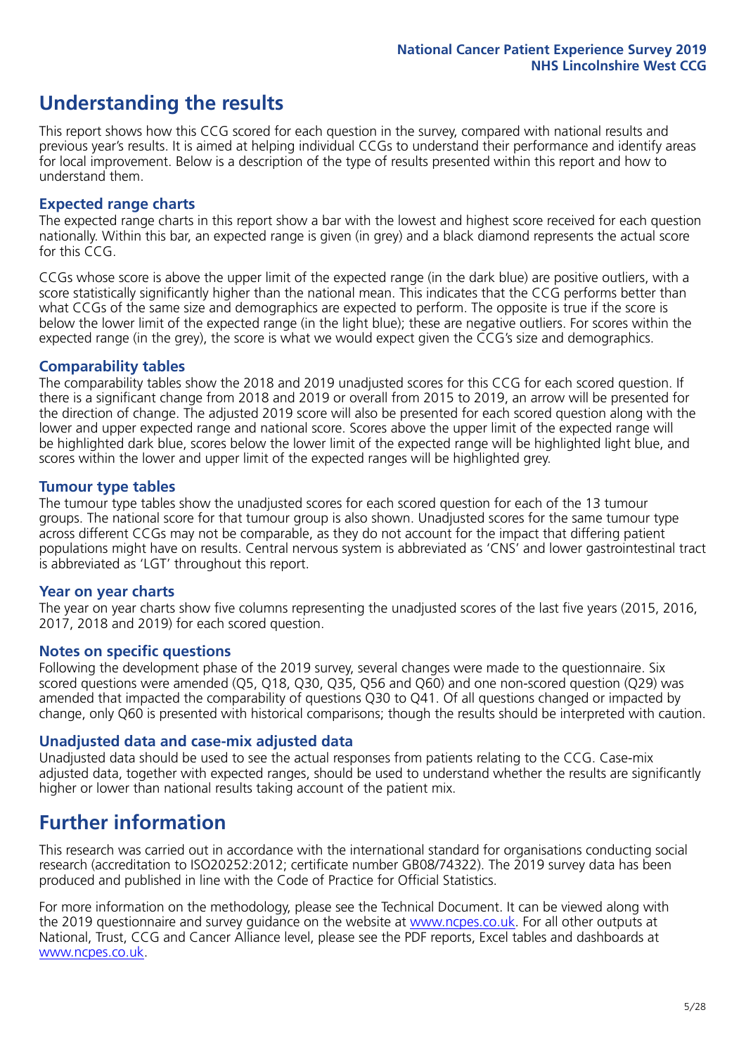# Understanding the results

This report shows how this CCG scored for each question in the survey, compared with national results and previous year's results. It is aimed at helping individual CCGs to understand their performance and identify areas for local improvement. Below is a description of the type of results presented within this report and how to understand them.

## Expected range charts

The expected range charts in this report show a bar with the lowest and highest score received for each question nationally. Within this bar, an expected range is given (in grey) and a black diamond represents the actual score for this CCG.

CCGs whose score is above the upper limit of the expected range (in the dark blue) are positive outliers, with a score statistically significantly higher than the national mean. This indicates that the CCG performs better than what CCGs of the same size and demographics are expected to perform. The opposite is true if the score is below the lower limit of the expected range (in the light blue); these are negative outliers. For scores within the expected range (in the grey), the score is what we would expect given the CCG's size and demographics.

## Comparability tables

The comparability tables show the 2018 and 2019 unadjusted scores for this CCG for each scored question. If there is a significant change from 2018 and 2019 or overall from 2015 to 2019, an arrow will be presented for the direction of change. The adjusted 2019 score will also be presented for each scored question along with the lower and upper expected range and national score. Scores above the upper limit of the expected range will be highlighted dark blue, scores below the lower limit of the expected range will be highlighted light blue, and scores within the lower and upper limit of the expected ranges will be highlighted grey.

## Tumour type tables

The tumour type tables show the unadjusted scores for each scored question for each of the 13 tumour groups. The national score for that tumour group is also shown. Unadjusted scores for the same tumour type across different CCGs may not be comparable, as they do not account for the impact that differing patient populations might have on results. Central nervous system is abbreviated as 'CNS' and lower gastrointestinal tract is abbreviated as 'LGT' throughout this report.

## Year on year charts

The year on year charts show five columns representing the unadjusted scores of the last five years (2015, 2016, 2017, 2018 and 2019) for each scored question.

## Notes on specific questions

Following the development phase of the 2019 survey, several changes were made to the questionnaire. Six scored questions were amended (Q5, Q18, Q30, Q35, Q56 and Q60) and one non-scored question (Q29) was amended that impacted the comparability of questions Q30 to Q41. Of all questions changed or impacted by change, only Q60 is presented with historical comparisons; though the results should be interpreted with caution.

## Unadjusted data and case-mix adjusted data

Unadjusted data should be used to see the actual responses from patients relating to the CCG. Case-mix adjusted data, together with expected ranges, should be used to understand whether the results are significantly higher or lower than national results taking account of the patient mix.

# Further information

This research was carried out in accordance with the international standard for organisations conducting social research (accreditation to ISO20252:2012; certificate number GB08/74322). The 2019 survey data has been produced and published in line with the Code of Practice for Official Statistics.

For more information on the methodology, please see the Technical Document. It can be viewed along with the 2019 questionnaire and survey guidance on the website at www.ncpes.co.uk. For all other outputs at National, Trust, CCG and Cancer Alliance level, please see the PDF reports, Excel tables and dashboards at www.ncpes.co.uk.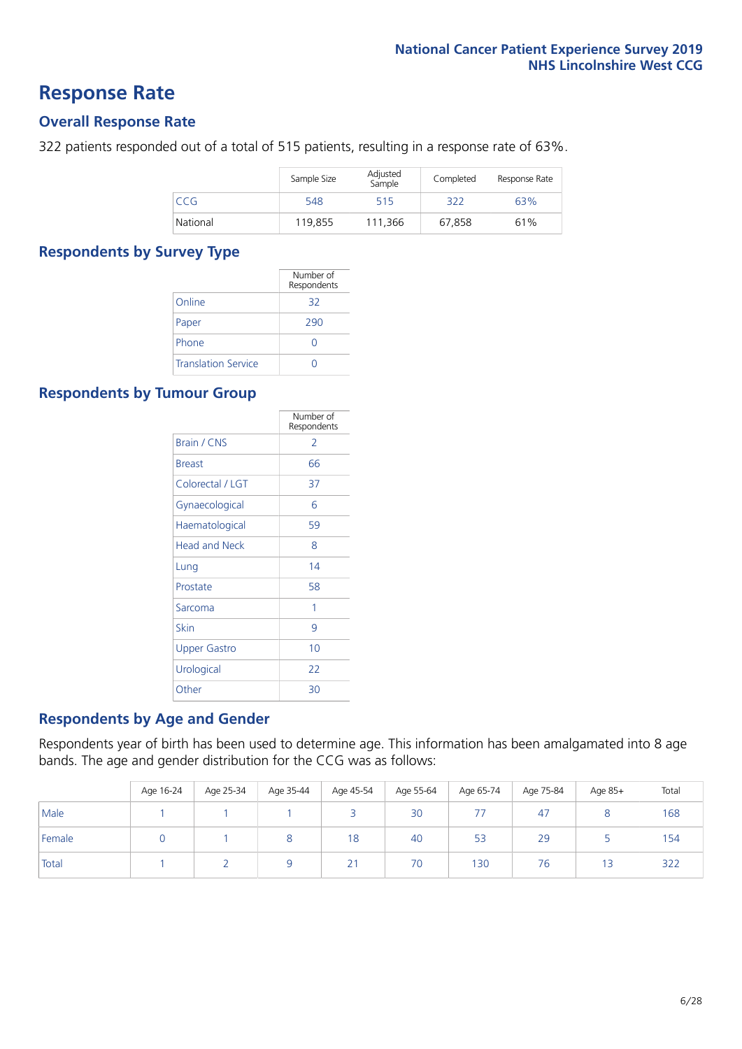# Response Rate

## Overall Response Rate

322 patients responded out of a total of 515 patients, resulting in a response rate of 63%.

| | Sample Size | Adjusted Sample | Completed | Response Rate |
|---|---|---|---|---|
| CCG | 548 | 515 | 322 | 63% |
| National | 119,855 | 111,366 | 67,858 | 61% |

## Respondents by Survey Type

| | Number of Respondents |
|---|---|
| Online | 32 |
| Paper | 290 |
| Phone | 0 |
| Translation Service | 0 |

## Respondents by Tumour Group

| | Number of Respondents |
|---|---|
| Brain / CNS | 2 |
| Breast | 66 |
| Colorectal / LGT | 37 |
| Gynaecological | 6 |
| Haematological | 59 |
| Head and Neck | 8 |
| Lung | 14 |
| Prostate | 58 |
| Sarcoma | 1 |
| Skin | 9 |
| Upper Gastro | 10 |
| Urological | 22 |
| Other | 30 |

## Respondents by Age and Gender

Respondents year of birth has been used to determine age. This information has been amalgamated into 8 age bands. The age and gender distribution for the CCG was as follows:

| | Age 16-24 | Age 25-34 | Age 35-44 | Age 45-54 | Age 55-64 | Age 65-74 | Age 75-84 | Age 85+ | Total |
|---|---|---|---|---|---|---|---|---|---|
| Male | 1 | 1 | 1 | 3 | 30 | 77 | 47 | 8 | 168 |
| Female | 0 | 1 | 8 | 18 | 40 | 53 | 29 | 5 | 154 |
| Total | 1 | 2 | 9 | 21 | 70 | 130 | 76 | 13 | 322 |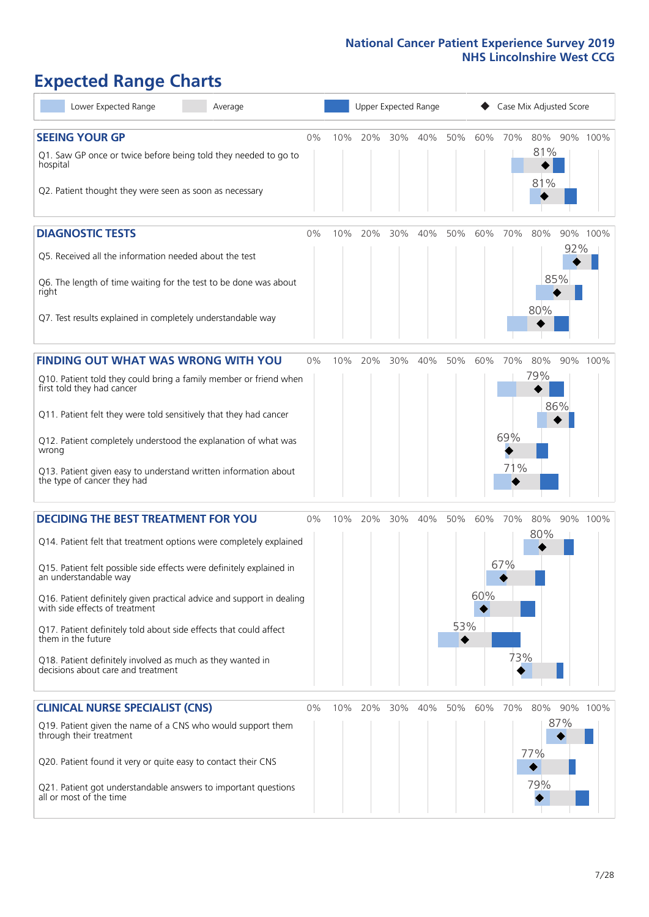# Expected Range Charts

Lower Expected Range | Average | Upper Expected Range | Case Mix Adjusted Score

## SEEING YOUR GP

| Question | Case Mix Adjusted Score |
|---|---|
| Q1. Saw GP once or twice before being told they needed to go to hospital | 81% |
| Q2. Patient thought they were seen as soon as necessary | 81% |

## DIAGNOSTIC TESTS

| Question | Case Mix Adjusted Score |
|---|---|
| Q5. Received all the information needed about the test | 92% |
| Q6. The length of time waiting for the test to be done was about right | 85% |
| Q7. Test results explained in completely understandable way | 80% |

## FINDING OUT WHAT WAS WRONG WITH YOU

| Question | Case Mix Adjusted Score |
|---|---|
| Q10. Patient told they could bring a family member or friend when first told they had cancer | 79% |
| Q11. Patient felt they were told sensitively that they had cancer | 86% |
| Q12. Patient completely understood the explanation of what was wrong | 69% |
| Q13. Patient given easy to understand written information about the type of cancer they had | 71% |

## DECIDING THE BEST TREATMENT FOR YOU

| Question | Case Mix Adjusted Score |
|---|---|
| Q14. Patient felt that treatment options were completely explained | 80% |
| Q15. Patient felt possible side effects were definitely explained in an understandable way | 67% |
| Q16. Patient definitely given practical advice and support in dealing with side effects of treatment | 60% |
| Q17. Patient definitely told about side effects that could affect them in the future | 53% |
| Q18. Patient definitely involved as much as they wanted in decisions about care and treatment | 73% |

## CLINICAL NURSE SPECIALIST (CNS)

| Question | Case Mix Adjusted Score |
|---|---|
| Q19. Patient given the name of a CNS who would support them through their treatment | 87% |
| Q20. Patient found it very or quite easy to contact their CNS | 77% |
| Q21. Patient got understandable answers to important questions all or most of the time | 79% |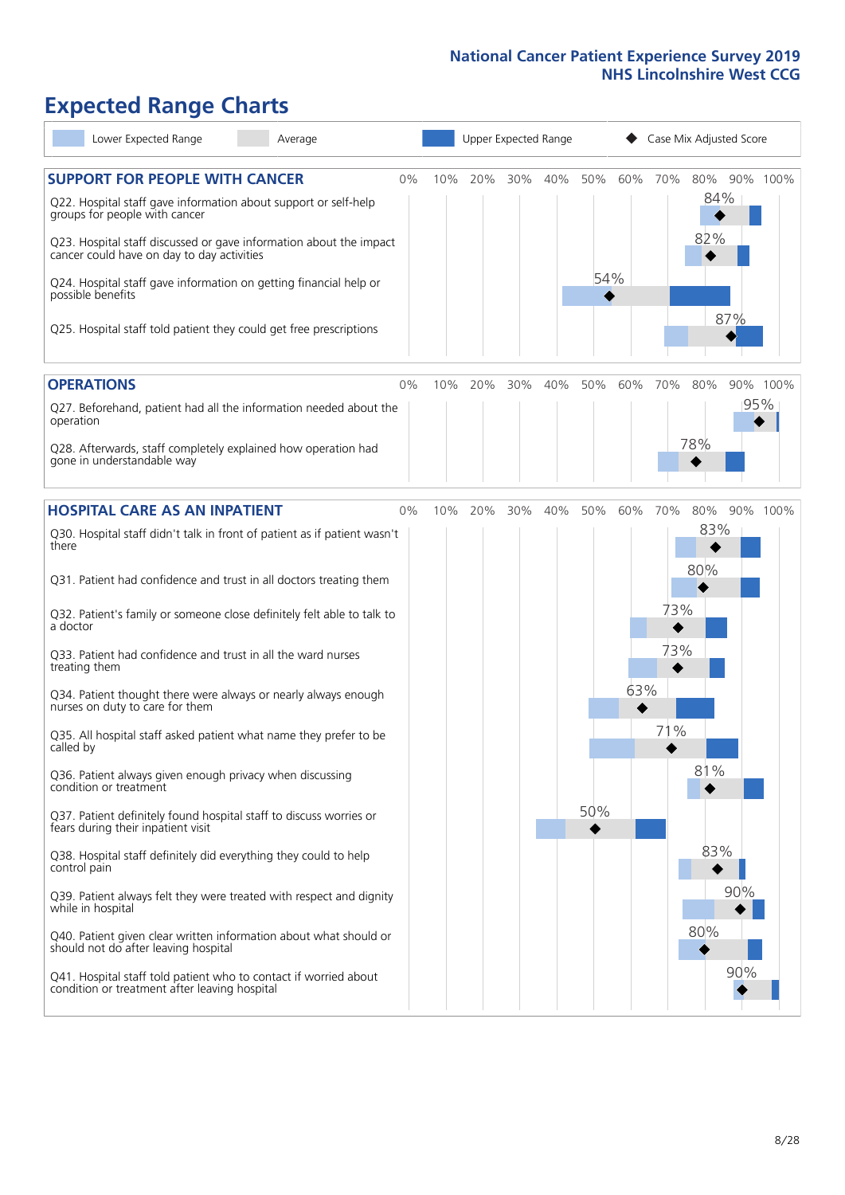# Expected Range Charts

Lower Expected Range | Average | Upper Expected Range | ◆ Case Mix Adjusted Score

## SUPPORT FOR PEOPLE WITH CANCER

| Question | Case Mix Adjusted Score |
|---|---|
| Q22. Hospital staff gave information about support or self-help groups for people with cancer | 84% |
| Q23. Hospital staff discussed or gave information about the impact cancer could have on day to day activities | 82% |
| Q24. Hospital staff gave information on getting financial help or possible benefits | 54% |
| Q25. Hospital staff told patient they could get free prescriptions | 87% |

## OPERATIONS

| Question | Case Mix Adjusted Score |
|---|---|
| Q27. Beforehand, patient had all the information needed about the operation | 95% |
| Q28. Afterwards, staff completely explained how operation had gone in understandable way | 78% |

## HOSPITAL CARE AS AN INPATIENT

| Question | Case Mix Adjusted Score |
|---|---|
| Q30. Hospital staff didn't talk in front of patient as if patient wasn't there | 83% |
| Q31. Patient had confidence and trust in all doctors treating them | 80% |
| Q32. Patient's family or someone close definitely felt able to talk to a doctor | 73% |
| Q33. Patient had confidence and trust in all the ward nurses treating them | 73% |
| Q34. Patient thought there were always or nearly always enough nurses on duty to care for them | 63% |
| Q35. All hospital staff asked patient what name they prefer to be called by | 71% |
| Q36. Patient always given enough privacy when discussing condition or treatment | 81% |
| Q37. Patient definitely found hospital staff to discuss worries or fears during their inpatient visit | 50% |
| Q38. Hospital staff definitely did everything they could to help control pain | 83% |
| Q39. Patient always felt they were treated with respect and dignity while in hospital | 90% |
| Q40. Patient given clear written information about what should or should not do after leaving hospital | 80% |
| Q41. Hospital staff told patient who to contact if worried about condition or treatment after leaving hospital | 90% |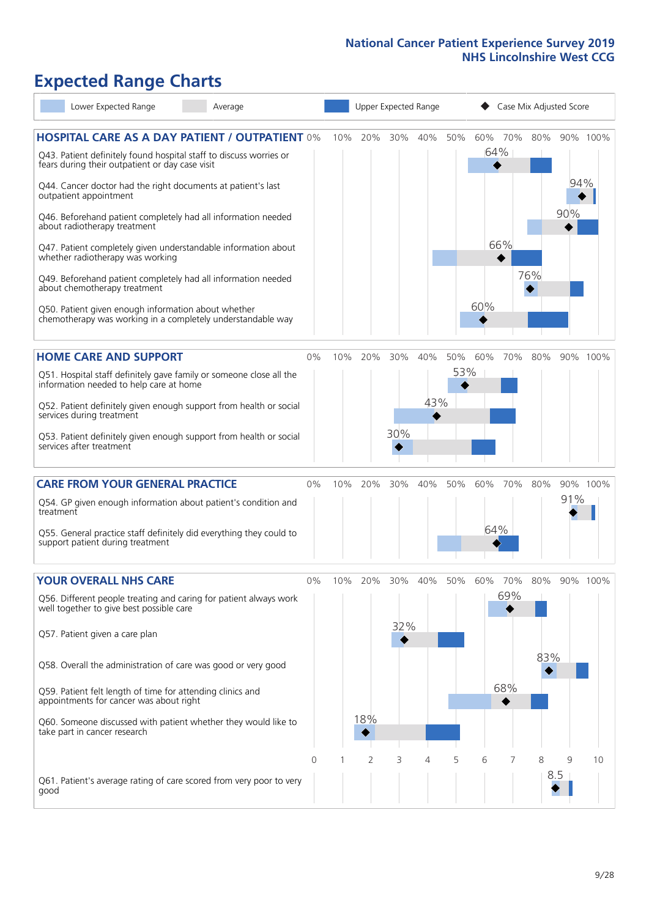# Expected Range Charts

Lower Expected Range | Average | Upper Expected Range | ◆ Case Mix Adjusted Score

## HOSPITAL CARE AS A DAY PATIENT / OUTPATIENT

| Question | Case Mix Adjusted Score |
|---|---|
| Q43. Patient definitely found hospital staff to discuss worries or fears during their outpatient or day case visit | 64% |
| Q44. Cancer doctor had the right documents at patient's last outpatient appointment | 94% |
| Q46. Beforehand patient completely had all information needed about radiotherapy treatment | 90% |
| Q47. Patient completely given understandable information about whether radiotherapy was working | 66% |
| Q49. Beforehand patient completely had all information needed about chemotherapy treatment | 76% |
| Q50. Patient given enough information about whether chemotherapy was working in a completely understandable way | 60% |

## HOME CARE AND SUPPORT

| Question | Case Mix Adjusted Score |
|---|---|
| Q51. Hospital staff definitely gave family or someone close all the information needed to help care at home | 53% |
| Q52. Patient definitely given enough support from health or social services during treatment | 43% |
| Q53. Patient definitely given enough support from health or social services after treatment | 30% |

## CARE FROM YOUR GENERAL PRACTICE

| Question | Case Mix Adjusted Score |
|---|---|
| Q54. GP given enough information about patient's condition and treatment | 91% |
| Q55. General practice staff definitely did everything they could to support patient during treatment | 64% |

## YOUR OVERALL NHS CARE

| Question | Case Mix Adjusted Score |
|---|---|
| Q56. Different people treating and caring for patient always work well together to give best possible care | 69% |
| Q57. Patient given a care plan | 32% |
| Q58. Overall the administration of care was good or very good | 83% |
| Q59. Patient felt length of time for attending clinics and appointments for cancer was about right | 68% |
| Q60. Someone discussed with patient whether they would like to take part in cancer research | 18% |
| Q61. Patient's average rating of care scored from very poor to very good | 8.5 |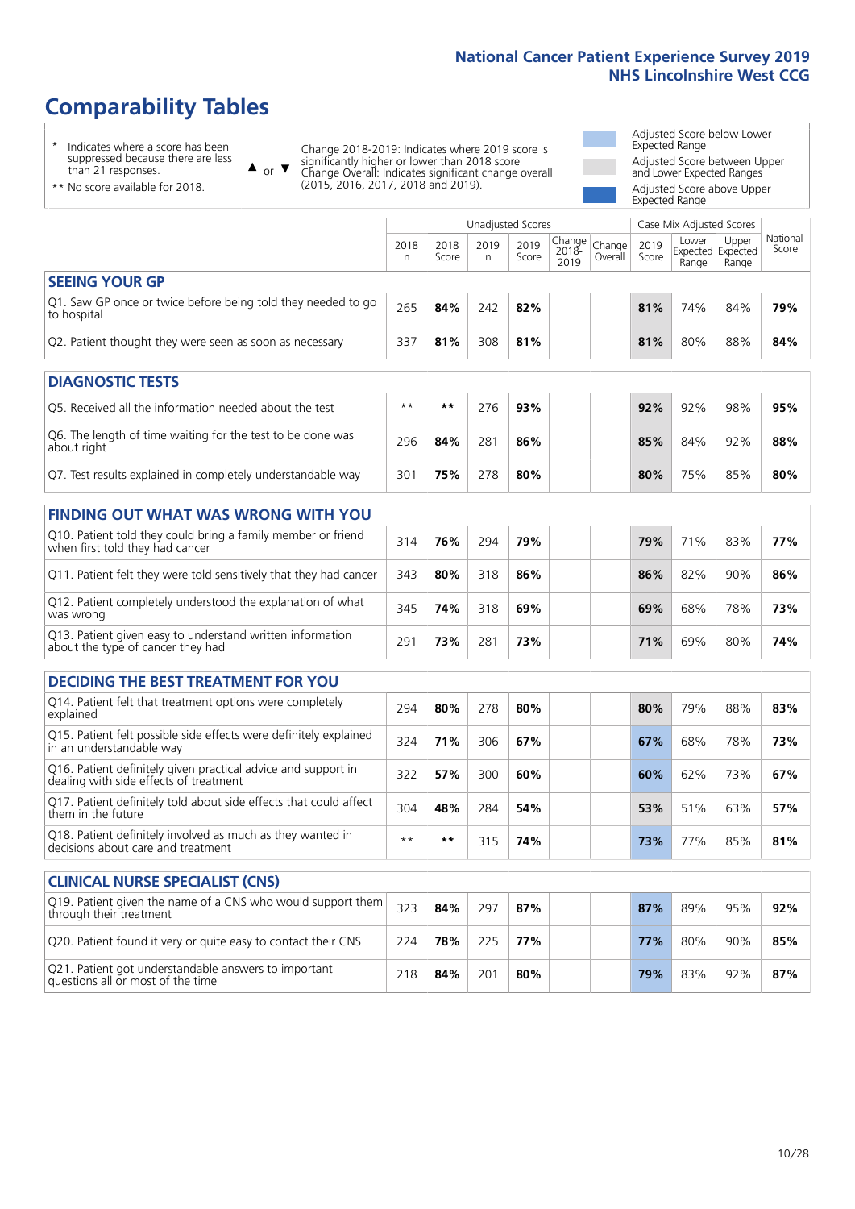# Comparability Tables

- \* Indicates where a score has been suppressed because there are less than 21 responses.
- \*\* No score available for 2018.

▲ or ▼ Change 2018-2019: Indicates where 2019 score is significantly higher or lower than 2018 score. Change Overall: Indicates significant change overall (2015, 2016, 2017, 2018 and 2019).

- Adjusted Score below Lower Expected Range
- Adjusted Score between Upper and Lower Expected Ranges
- Adjusted Score above Upper Expected Range

| | Unadjusted Scores | | | | | | Case Mix Adjusted Scores | | | |
|---|---|---|---|---|---|---|---|---|---|---|
| | 2018 n | 2018 Score | 2019 n | 2019 Score | Change 2018-2019 | Change Overall | 2019 Score | Lower Expected Range | Upper Expected Range | National Score |
| **SEEING YOUR GP** | | | | | | | | | | |
| Q1. Saw GP once or twice before being told they needed to go to hospital | 265 | **84%** | 242 | **82%** | | | **81%** | 74% | 84% | **79%** |
| Q2. Patient thought they were seen as soon as necessary | 337 | **81%** | 308 | **81%** | | | **81%** | 80% | 88% | **84%** |
| **DIAGNOSTIC TESTS** | | | | | | | | | | |
| Q5. Received all the information needed about the test | \*\* | **\*\*** | 276 | **93%** | | | **92%** | 92% | 98% | **95%** |
| Q6. The length of time waiting for the test to be done was about right | 296 | **84%** | 281 | **86%** | | | **85%** | 84% | 92% | **88%** |
| Q7. Test results explained in completely understandable way | 301 | **75%** | 278 | **80%** | | | **80%** | 75% | 85% | **80%** |
| **FINDING OUT WHAT WAS WRONG WITH YOU** | | | | | | | | | | |
| Q10. Patient told they could bring a family member or friend when first told they had cancer | 314 | **76%** | 294 | **79%** | | | **79%** | 71% | 83% | **77%** |
| Q11. Patient felt they were told sensitively that they had cancer | 343 | **80%** | 318 | **86%** | | | **86%** | 82% | 90% | **86%** |
| Q12. Patient completely understood the explanation of what was wrong | 345 | **74%** | 318 | **69%** | | | **69%** | 68% | 78% | **73%** |
| Q13. Patient given easy to understand written information about the type of cancer they had | 291 | **73%** | 281 | **73%** | | | **71%** | 69% | 80% | **74%** |
| **DECIDING THE BEST TREATMENT FOR YOU** | | | | | | | | | | |
| Q14. Patient felt that treatment options were completely explained | 294 | **80%** | 278 | **80%** | | | **80%** | 79% | 88% | **83%** |
| Q15. Patient felt possible side effects were definitely explained in an understandable way | 324 | **71%** | 306 | **67%** | | | **67%** | 68% | 78% | **73%** |
| Q16. Patient definitely given practical advice and support in dealing with side effects of treatment | 322 | **57%** | 300 | **60%** | | | **60%** | 62% | 73% | **67%** |
| Q17. Patient definitely told about side effects that could affect them in the future | 304 | **48%** | 284 | **54%** | | | **53%** | 51% | 63% | **57%** |
| Q18. Patient definitely involved as much as they wanted in decisions about care and treatment | \*\* | **\*\*** | 315 | **74%** | | | **73%** | 77% | 85% | **81%** |
| **CLINICAL NURSE SPECIALIST (CNS)** | | | | | | | | | | |
| Q19. Patient given the name of a CNS who would support them through their treatment | 323 | **84%** | 297 | **87%** | | | **87%** | 89% | 95% | **92%** |
| Q20. Patient found it very or quite easy to contact their CNS | 224 | **78%** | 225 | **77%** | | | **77%** | 80% | 90% | **85%** |
| Q21. Patient got understandable answers to important questions all or most of the time | 218 | **84%** | 201 | **80%** | | | **79%** | 83% | 92% | **87%** |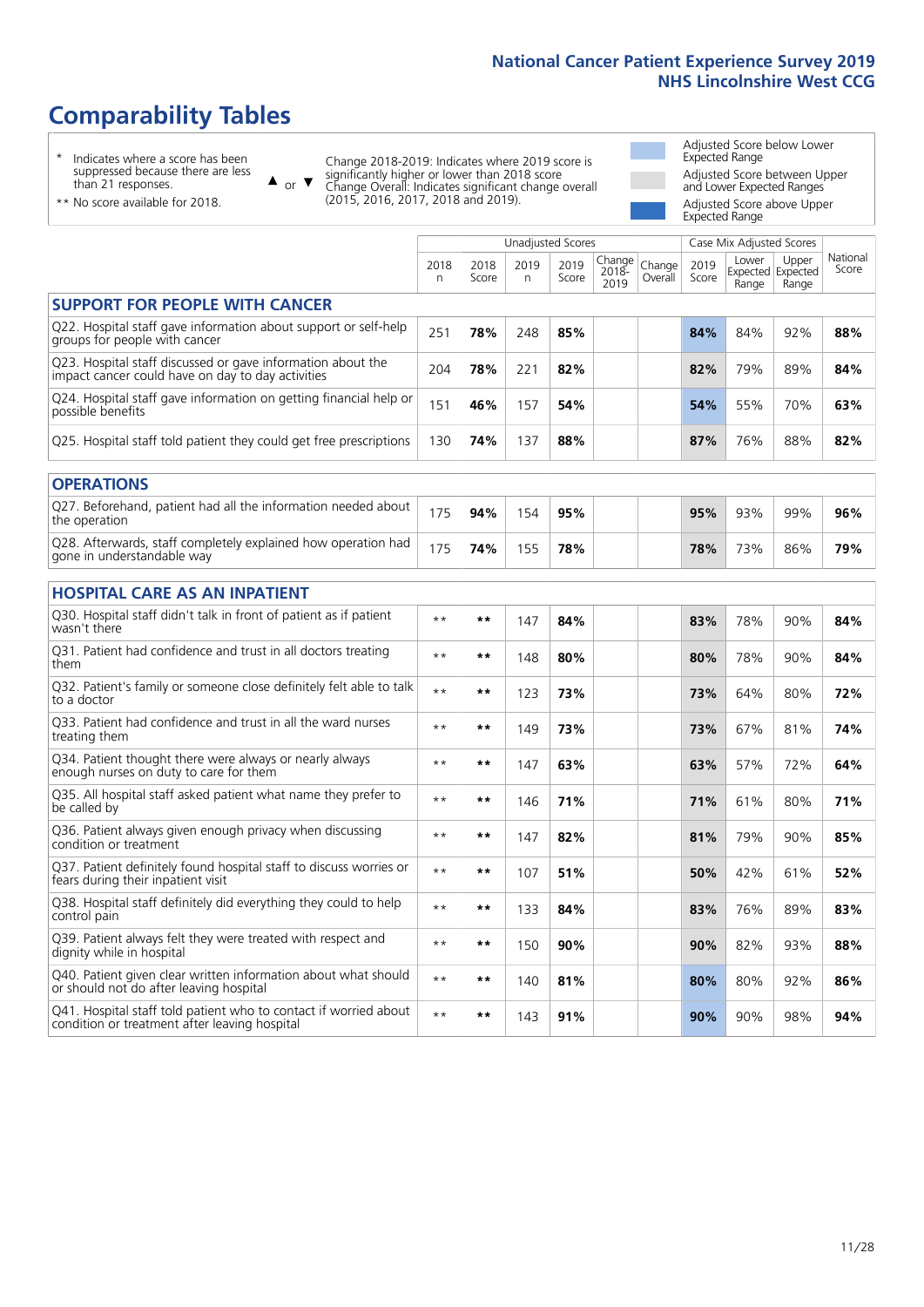# Comparability Tables

\* Indicates where a score has been suppressed because there are less than 21 responses.

** No score available for 2018.

▲ or ▼ Change 2018-2019: Indicates where 2019 score is significantly higher or lower than 2018 score. Change Overall: Indicates significant change overall (2015, 2016, 2017, 2018 and 2019).

Adjusted Score below Lower Expected Range

Adjusted Score between Upper and Lower Expected Ranges

Adjusted Score above Upper Expected Range

| | Unadjusted Scores | | | | | | Case Mix Adjusted Scores | | | |
|---|---|---|---|---|---|---|---|---|---|---|
| | 2018 n | 2018 Score | 2019 n | 2019 Score | Change 2018-2019 | Change Overall | 2019 Score | Lower Expected Range | Upper Expected Range | National Score |
| **SUPPORT FOR PEOPLE WITH CANCER** | | | | | | | | | | |
| Q22. Hospital staff gave information about support or self-help groups for people with cancer | 251 | **78%** | 248 | **85%** | | | **84%** | 84% | 92% | **88%** |
| Q23. Hospital staff discussed or gave information about the impact cancer could have on day to day activities | 204 | **78%** | 221 | **82%** | | | **82%** | 79% | 89% | **84%** |
| Q24. Hospital staff gave information on getting financial help or possible benefits | 151 | **46%** | 157 | **54%** | | | **54%** | 55% | 70% | **63%** |
| Q25. Hospital staff told patient they could get free prescriptions | 130 | **74%** | 137 | **88%** | | | **87%** | 76% | 88% | **82%** |
| **OPERATIONS** | | | | | | | | | | |
| Q27. Beforehand, patient had all the information needed about the operation | 175 | **94%** | 154 | **95%** | | | **95%** | 93% | 99% | **96%** |
| Q28. Afterwards, staff completely explained how operation had gone in understandable way | 175 | **74%** | 155 | **78%** | | | **78%** | 73% | 86% | **79%** |
| **HOSPITAL CARE AS AN INPATIENT** | | | | | | | | | | |
| Q30. Hospital staff didn't talk in front of patient as if patient wasn't there | ** | ** | 147 | **84%** | | | **83%** | 78% | 90% | **84%** |
| Q31. Patient had confidence and trust in all doctors treating them | ** | ** | 148 | **80%** | | | **80%** | 78% | 90% | **84%** |
| Q32. Patient's family or someone close definitely felt able to talk to a doctor | ** | ** | 123 | **73%** | | | **73%** | 64% | 80% | **72%** |
| Q33. Patient had confidence and trust in all the ward nurses treating them | ** | ** | 149 | **73%** | | | **73%** | 67% | 81% | **74%** |
| Q34. Patient thought there were always or nearly always enough nurses on duty to care for them | ** | ** | 147 | **63%** | | | **63%** | 57% | 72% | **64%** |
| Q35. All hospital staff asked patient what name they prefer to be called by | ** | ** | 146 | **71%** | | | **71%** | 61% | 80% | **71%** |
| Q36. Patient always given enough privacy when discussing condition or treatment | ** | ** | 147 | **82%** | | | **81%** | 79% | 90% | **85%** |
| Q37. Patient definitely found hospital staff to discuss worries or fears during their inpatient visit | ** | ** | 107 | **51%** | | | **50%** | 42% | 61% | **52%** |
| Q38. Hospital staff definitely did everything they could to help control pain | ** | ** | 133 | **84%** | | | **83%** | 76% | 89% | **83%** |
| Q39. Patient always felt they were treated with respect and dignity while in hospital | ** | ** | 150 | **90%** | | | **90%** | 82% | 93% | **88%** |
| Q40. Patient given clear written information about what should or should not do after leaving hospital | ** | ** | 140 | **81%** | | | **80%** | 80% | 92% | **86%** |
| Q41. Hospital staff told patient who to contact if worried about condition or treatment after leaving hospital | ** | ** | 143 | **91%** | | | **90%** | 90% | 98% | **94%** |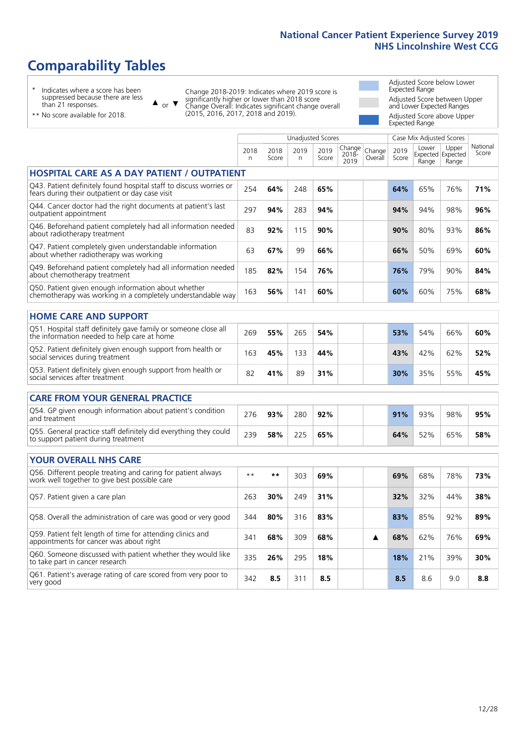# Comparability Tables

\* Indicates where a score has been suppressed because there are less than 21 responses.

\*\* No score available for 2018.

▲ or ▼ Change 2018-2019: Indicates where 2019 score is significantly higher or lower than 2018 score. Change Overall: Indicates significant change overall (2015, 2016, 2017, 2018 and 2019).

Adjusted Score below Lower Expected Range

Adjusted Score between Upper and Lower Expected Ranges

Adjusted Score above Upper Expected Range

| | Unadjusted Scores | | | | | | Case Mix Adjusted Scores | | | |
|---|---|---|---|---|---|---|---|---|---|---|
| | 2018 n | 2018 Score | 2019 n | 2019 Score | Change 2018-2019 | Change Overall | 2019 Score | Lower Expected Range | Upper Expected Range | National Score |
| **HOSPITAL CARE AS A DAY PATIENT / OUTPATIENT** | | | | | | | | | | |
| Q43. Patient definitely found hospital staff to discuss worries or fears during their outpatient or day case visit | 254 | **64%** | 248 | **65%** | | | **64%** | 65% | 76% | **71%** |
| Q44. Cancer doctor had the right documents at patient's last outpatient appointment | 297 | **94%** | 283 | **94%** | | | **94%** | 94% | 98% | **96%** |
| Q46. Beforehand patient completely had all information needed about radiotherapy treatment | 83 | **92%** | 115 | **90%** | | | **90%** | 80% | 93% | **86%** |
| Q47. Patient completely given understandable information about whether radiotherapy was working | 63 | **67%** | 99 | **66%** | | | **66%** | 50% | 69% | **60%** |
| Q49. Beforehand patient completely had all information needed about chemotherapy treatment | 185 | **82%** | 154 | **76%** | | | **76%** | 79% | 90% | **84%** |
| Q50. Patient given enough information about whether chemotherapy was working in a completely understandable way | 163 | **56%** | 141 | **60%** | | | **60%** | 60% | 75% | **68%** |
| **HOME CARE AND SUPPORT** | | | | | | | | | | |
| Q51. Hospital staff definitely gave family or someone close all the information needed to help care at home | 269 | **55%** | 265 | **54%** | | | **53%** | 54% | 66% | **60%** |
| Q52. Patient definitely given enough support from health or social services during treatment | 163 | **45%** | 133 | **44%** | | | **43%** | 42% | 62% | **52%** |
| Q53. Patient definitely given enough support from health or social services after treatment | 82 | **41%** | 89 | **31%** | | | **30%** | 35% | 55% | **45%** |
| **CARE FROM YOUR GENERAL PRACTICE** | | | | | | | | | | |
| Q54. GP given enough information about patient's condition and treatment | 276 | **93%** | 280 | **92%** | | | **91%** | 93% | 98% | **95%** |
| Q55. General practice staff definitely did everything they could to support patient during treatment | 239 | **58%** | 225 | **65%** | | | **64%** | 52% | 65% | **58%** |
| **YOUR OVERALL NHS CARE** | | | | | | | | | | |
| Q56. Different people treating and caring for patient always work well together to give best possible care | ** | ** | 303 | **69%** | | | **69%** | 68% | 78% | **73%** |
| Q57. Patient given a care plan | 263 | **30%** | 249 | **31%** | | | **32%** | 32% | 44% | **38%** |
| Q58. Overall the administration of care was good or very good | 344 | **80%** | 316 | **83%** | | | **83%** | 85% | 92% | **89%** |
| Q59. Patient felt length of time for attending clinics and appointments for cancer was about right | 341 | **68%** | 309 | **68%** | | ▲ | **68%** | 62% | 76% | **69%** |
| Q60. Someone discussed with patient whether they would like to take part in cancer research | 335 | **26%** | 295 | **18%** | | | **18%** | 21% | 39% | **30%** |
| Q61. Patient's average rating of care scored from very poor to very good | 342 | **8.5** | 311 | **8.5** | | | **8.5** | 8.6 | 9.0 | **8.8** |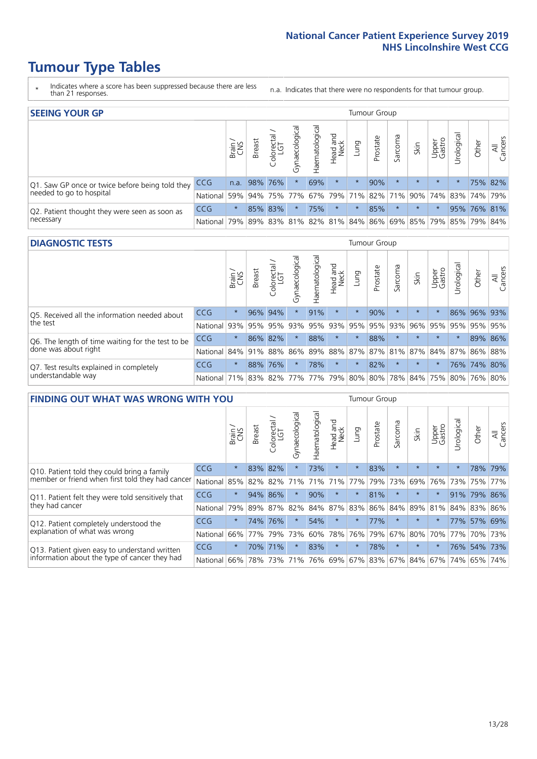# Tumour Type Tables

\* Indicates where a score has been suppressed because there are less than 21 responses.

n.a. Indicates that there were no respondents for that tumour group.

## SEEING YOUR GP

| | | Brain / CNS | Breast | Colorectal / LGT | Gynaecological | Haematological | Head and Neck | Lung | Prostate | Sarcoma | Skin | Upper Gastro | Urological | Other | All Cancers |
|---|---|---|---|---|---|---|---|---|---|---|---|---|---|---|---|
| Q1. Saw GP once or twice before being told they needed to go to hospital | CCG | n.a. | 98% | 76% | * | 69% | * | * | 90% | * | * | * | * | 75% | 82% |
| | National | 59% | 94% | 75% | 77% | 67% | 79% | 71% | 82% | 71% | 90% | 74% | 83% | 74% | 79% |
| Q2. Patient thought they were seen as soon as necessary | CCG | * | 85% | 83% | * | 75% | * | * | 85% | * | * | * | 95% | 76% | 81% |
| | National | 79% | 89% | 83% | 81% | 82% | 81% | 84% | 86% | 69% | 85% | 79% | 85% | 79% | 84% |

## DIAGNOSTIC TESTS

| | | Brain / CNS | Breast | Colorectal / LGT | Gynaecological | Haematological | Head and Neck | Lung | Prostate | Sarcoma | Skin | Upper Gastro | Urological | Other | All Cancers |
|---|---|---|---|---|---|---|---|---|---|---|---|---|---|---|---|
| Q5. Received all the information needed about the test | CCG | * | 96% | 94% | * | 91% | * | * | 90% | * | * | * | 86% | 96% | 93% |
| | National | 93% | 95% | 95% | 93% | 95% | 93% | 95% | 95% | 93% | 96% | 95% | 95% | 95% | 95% |
| Q6. The length of time waiting for the test to be done was about right | CCG | * | 86% | 82% | * | 88% | * | * | 88% | * | * | * | * | 89% | 86% |
| | National | 84% | 91% | 88% | 86% | 89% | 88% | 87% | 87% | 81% | 87% | 84% | 87% | 86% | 88% |
| Q7. Test results explained in completely understandable way | CCG | * | 88% | 76% | * | 78% | * | * | 82% | * | * | * | 76% | 74% | 80% |
| | National | 71% | 83% | 82% | 77% | 77% | 79% | 80% | 80% | 78% | 84% | 75% | 80% | 76% | 80% |

## FINDING OUT WHAT WAS WRONG WITH YOU

| | | Brain / CNS | Breast | Colorectal / LGT | Gynaecological | Haematological | Head and Neck | Lung | Prostate | Sarcoma | Skin | Upper Gastro | Urological | Other | All Cancers |
|---|---|---|---|---|---|---|---|---|---|---|---|---|---|---|---|
| Q10. Patient told they could bring a family member or friend when first told they had cancer | CCG | * | 83% | 82% | * | 73% | * | * | 83% | * | * | * | * | 78% | 79% |
| | National | 85% | 82% | 82% | 71% | 71% | 71% | 77% | 79% | 73% | 69% | 76% | 73% | 75% | 77% |
| Q11. Patient felt they were told sensitively that they had cancer | CCG | * | 94% | 86% | * | 90% | * | * | 81% | * | * | * | 91% | 79% | 86% |
| | National | 79% | 89% | 87% | 82% | 84% | 87% | 83% | 86% | 84% | 89% | 81% | 84% | 83% | 86% |
| Q12. Patient completely understood the explanation of what was wrong | CCG | * | 74% | 76% | * | 54% | * | * | 77% | * | * | * | 77% | 57% | 69% |
| | National | 66% | 77% | 79% | 73% | 60% | 78% | 76% | 79% | 67% | 80% | 70% | 77% | 70% | 73% |
| Q13. Patient given easy to understand written information about the type of cancer they had | CCG | * | 70% | 71% | * | 83% | * | * | 78% | * | * | * | 76% | 54% | 73% |
| | National | 66% | 78% | 73% | 71% | 76% | 69% | 67% | 83% | 67% | 84% | 67% | 74% | 65% | 74% |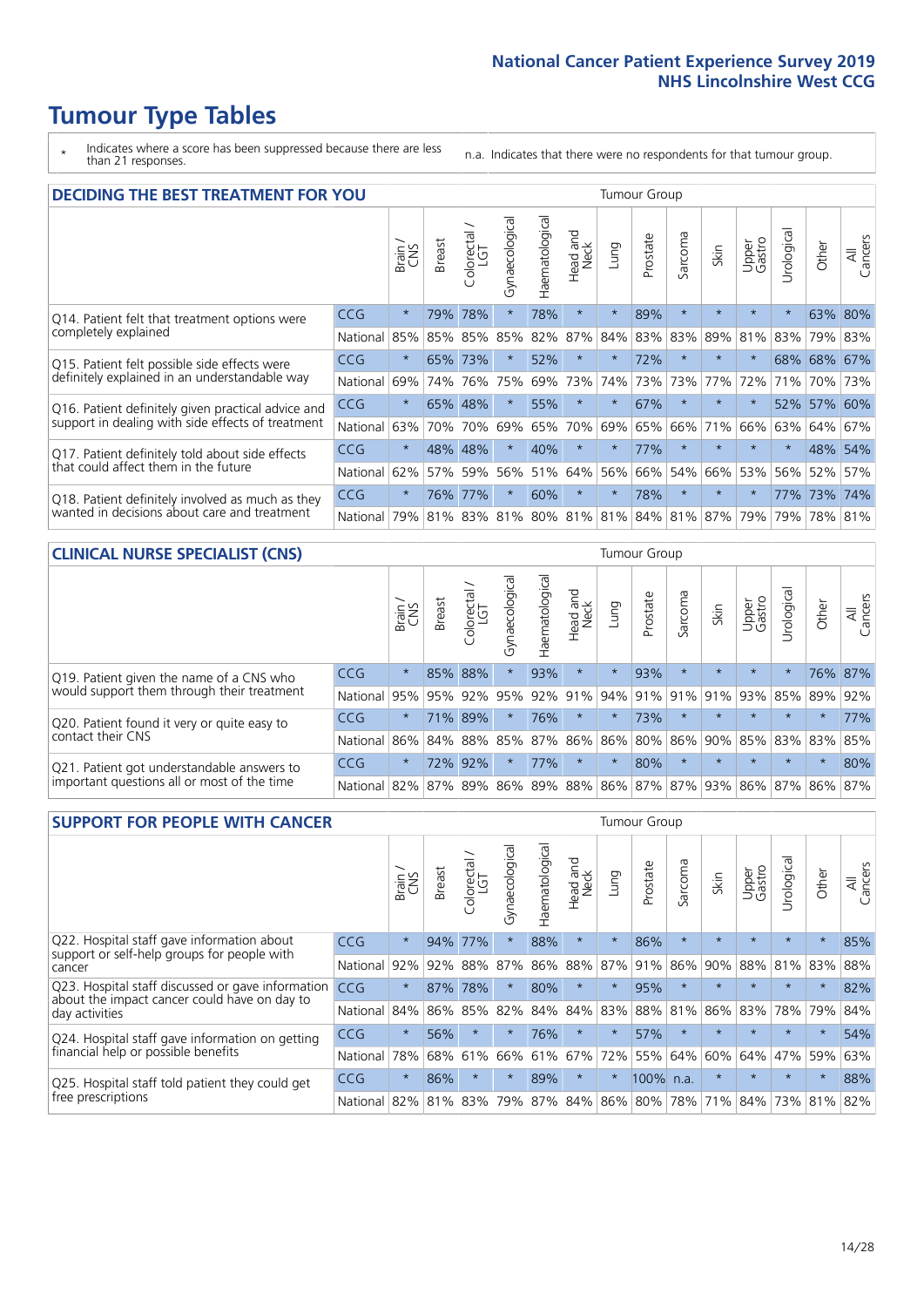# Tumour Type Tables

\* Indicates where a score has been suppressed because there are less than 21 responses.

n.a. Indicates that there were no respondents for that tumour group.

## DECIDING THE BEST TREATMENT FOR YOU

| | | Brain / CNS | Breast | Colorectal / LGT | Gynaecological | Haematological | Head and Neck | Lung | Prostate | Sarcoma | Skin | Upper Gastro | Urological | Other | All Cancers |
|---|---|---|---|---|---|---|---|---|---|---|---|---|---|---|---|
| Q14. Patient felt that treatment options were completely explained | CCG | * | 79% | 78% | * | 78% | * | * | 89% | * | * | * | * | 63% | 80% |
| | National | 85% | 85% | 85% | 85% | 82% | 87% | 84% | 83% | 83% | 89% | 81% | 83% | 79% | 83% |
| Q15. Patient felt possible side effects were definitely explained in an understandable way | CCG | * | 65% | 73% | * | 52% | * | * | 72% | * | * | * | 68% | 68% | 67% |
| | National | 69% | 74% | 76% | 75% | 69% | 73% | 74% | 73% | 73% | 77% | 72% | 71% | 70% | 73% |
| Q16. Patient definitely given practical advice and support in dealing with side effects of treatment | CCG | * | 65% | 48% | * | 55% | * | * | 67% | * | * | * | 52% | 57% | 60% |
| | National | 63% | 70% | 70% | 69% | 65% | 70% | 69% | 65% | 66% | 71% | 66% | 63% | 64% | 67% |
| Q17. Patient definitely told about side effects that could affect them in the future | CCG | * | 48% | 48% | * | 40% | * | * | 77% | * | * | * | * | 48% | 54% |
| | National | 62% | 57% | 59% | 56% | 51% | 64% | 56% | 66% | 54% | 66% | 53% | 56% | 52% | 57% |
| Q18. Patient definitely involved as much as they wanted in decisions about care and treatment | CCG | * | 76% | 77% | * | 60% | * | * | 78% | * | * | * | 77% | 73% | 74% |
| | National | 79% | 81% | 83% | 81% | 80% | 81% | 81% | 84% | 81% | 87% | 79% | 79% | 78% | 81% |

## CLINICAL NURSE SPECIALIST (CNS)

| | | Brain / CNS | Breast | Colorectal / LGT | Gynaecological | Haematological | Head and Neck | Lung | Prostate | Sarcoma | Skin | Upper Gastro | Urological | Other | All Cancers |
|---|---|---|---|---|---|---|---|---|---|---|---|---|---|---|---|
| Q19. Patient given the name of a CNS who would support them through their treatment | CCG | * | 85% | 88% | * | 93% | * | * | 93% | * | * | * | * | 76% | 87% |
| | National | 95% | 95% | 92% | 95% | 92% | 91% | 94% | 91% | 91% | 91% | 93% | 85% | 89% | 92% |
| Q20. Patient found it very or quite easy to contact their CNS | CCG | * | 71% | 89% | * | 76% | * | * | 73% | * | * | * | * | * | 77% |
| | National | 86% | 84% | 88% | 85% | 87% | 86% | 86% | 80% | 86% | 90% | 85% | 83% | 83% | 85% |
| Q21. Patient got understandable answers to important questions all or most of the time | CCG | * | 72% | 92% | * | 77% | * | * | 80% | * | * | * | * | * | 80% |
| | National | 82% | 87% | 89% | 86% | 89% | 88% | 86% | 87% | 87% | 93% | 86% | 87% | 86% | 87% |

## SUPPORT FOR PEOPLE WITH CANCER

| | | Brain / CNS | Breast | Colorectal / LGT | Gynaecological | Haematological | Head and Neck | Lung | Prostate | Sarcoma | Skin | Upper Gastro | Urological | Other | All Cancers |
|---|---|---|---|---|---|---|---|---|---|---|---|---|---|---|---|
| Q22. Hospital staff gave information about support or self-help groups for people with cancer | CCG | * | 94% | 77% | * | 88% | * | * | 86% | * | * | * | * | * | 85% |
| | National | 92% | 92% | 88% | 87% | 86% | 88% | 87% | 91% | 86% | 90% | 88% | 81% | 83% | 88% |
| Q23. Hospital staff discussed or gave information about the impact cancer could have on day to day activities | CCG | * | 87% | 78% | * | 80% | * | * | 95% | * | * | * | * | * | 82% |
| | National | 84% | 86% | 85% | 82% | 84% | 84% | 83% | 88% | 81% | 86% | 83% | 78% | 79% | 84% |
| Q24. Hospital staff gave information on getting financial help or possible benefits | CCG | * | 56% | * | * | 76% | * | * | 57% | * | * | * | * | * | 54% |
| | National | 78% | 68% | 61% | 66% | 61% | 67% | 72% | 55% | 64% | 60% | 64% | 47% | 59% | 63% |
| Q25. Hospital staff told patient they could get free prescriptions | CCG | * | 86% | * | * | 89% | * | * | 100% | n.a. | * | * | * | * | 88% |
| | National | 82% | 81% | 83% | 79% | 87% | 84% | 86% | 80% | 78% | 71% | 84% | 73% | 81% | 82% |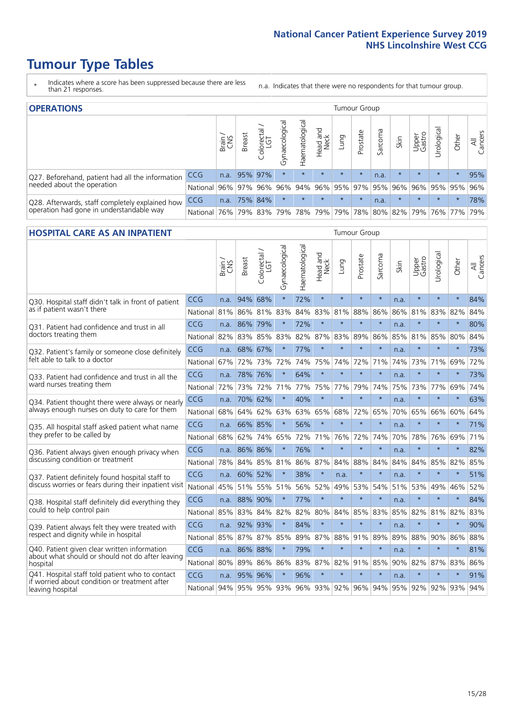# Tumour Type Tables

\* Indicates where a score has been suppressed because there are less than 21 responses.

n.a. Indicates that there were no respondents for that tumour group.

## OPERATIONS

| | | Brain / CNS | Breast | Colorectal / LGT | Gynaecological | Haematological | Head and Neck | Lung | Prostate | Sarcoma | Skin | Upper Gastro | Urological | Other | All Cancers |
|---|---|---|---|---|---|---|---|---|---|---|---|---|---|---|---|
| Q27. Beforehand, patient had all the information needed about the operation | CCG | n.a. | 95% | 97% | * | * | * | * | * | n.a. | * | * | * | * | 95% |
| | National | 96% | 97% | 96% | 96% | 94% | 96% | 95% | 97% | 95% | 96% | 96% | 95% | 95% | 96% |
| Q28. Afterwards, staff completely explained how operation had gone in understandable way | CCG | n.a. | 75% | 84% | * | * | * | * | * | n.a. | * | * | * | * | 78% |
| | National | 76% | 79% | 83% | 79% | 78% | 79% | 79% | 78% | 80% | 82% | 79% | 76% | 77% | 79% |

## HOSPITAL CARE AS AN INPATIENT

| | | Brain / CNS | Breast | Colorectal / LGT | Gynaecological | Haematological | Head and Neck | Lung | Prostate | Sarcoma | Skin | Upper Gastro | Urological | Other | All Cancers |
|---|---|---|---|---|---|---|---|---|---|---|---|---|---|---|---|
| Q30. Hospital staff didn't talk in front of patient as if patient wasn't there | CCG | n.a. | 94% | 68% | * | 72% | * | * | * | * | n.a. | * | * | * | 84% |
| | National | 81% | 86% | 81% | 83% | 84% | 83% | 81% | 88% | 86% | 86% | 81% | 83% | 82% | 84% |
| Q31. Patient had confidence and trust in all doctors treating them | CCG | n.a. | 86% | 79% | * | 72% | * | * | * | * | n.a. | * | * | * | 80% |
| | National | 82% | 83% | 85% | 83% | 82% | 87% | 83% | 89% | 86% | 85% | 81% | 85% | 80% | 84% |
| Q32. Patient's family or someone close definitely felt able to talk to a doctor | CCG | n.a. | 68% | 67% | * | 77% | * | * | * | * | n.a. | * | * | * | 73% |
| | National | 67% | 72% | 73% | 72% | 74% | 75% | 74% | 72% | 71% | 74% | 73% | 71% | 69% | 72% |
| Q33. Patient had confidence and trust in all the ward nurses treating them | CCG | n.a. | 78% | 76% | * | 64% | * | * | * | * | n.a. | * | * | * | 73% |
| | National | 72% | 73% | 72% | 71% | 77% | 75% | 77% | 79% | 74% | 75% | 73% | 77% | 69% | 74% |
| Q34. Patient thought there were always or nearly always enough nurses on duty to care for them | CCG | n.a. | 70% | 62% | * | 40% | * | * | * | * | n.a. | * | * | * | 63% |
| | National | 68% | 64% | 62% | 63% | 63% | 65% | 68% | 72% | 65% | 70% | 65% | 66% | 60% | 64% |
| Q35. All hospital staff asked patient what name they prefer to be called by | CCG | n.a. | 66% | 85% | * | 56% | * | * | * | * | n.a. | * | * | * | 71% |
| | National | 68% | 62% | 74% | 65% | 72% | 71% | 76% | 72% | 74% | 70% | 78% | 76% | 69% | 71% |
| Q36. Patient always given enough privacy when discussing condition or treatment | CCG | n.a. | 86% | 86% | * | 76% | * | * | * | * | n.a. | * | * | * | 82% |
| | National | 78% | 84% | 85% | 81% | 86% | 87% | 84% | 88% | 84% | 84% | 84% | 85% | 82% | 85% |
| Q37. Patient definitely found hospital staff to discuss worries or fears during their inpatient visit | CCG | n.a. | 60% | 52% | * | 38% | * | n.a. | * | * | n.a. | * | * | * | 51% |
| | National | 45% | 51% | 55% | 51% | 56% | 52% | 49% | 53% | 54% | 51% | 53% | 49% | 46% | 52% |
| Q38. Hospital staff definitely did everything they could to help control pain | CCG | n.a. | 88% | 90% | * | 77% | * | * | * | * | n.a. | * | * | * | 84% |
| | National | 85% | 83% | 84% | 82% | 82% | 80% | 84% | 85% | 83% | 85% | 82% | 81% | 82% | 83% |
| Q39. Patient always felt they were treated with respect and dignity while in hospital | CCG | n.a. | 92% | 93% | * | 84% | * | * | * | * | n.a. | * | * | * | 90% |
| | National | 85% | 87% | 87% | 85% | 89% | 87% | 88% | 91% | 89% | 89% | 88% | 90% | 86% | 88% |
| Q40. Patient given clear written information about what should or should not do after leaving hospital | CCG | n.a. | 86% | 88% | * | 79% | * | * | * | * | n.a. | * | * | * | 81% |
| | National | 80% | 89% | 86% | 86% | 83% | 87% | 82% | 91% | 85% | 90% | 82% | 87% | 83% | 86% |
| Q41. Hospital staff told patient who to contact if worried about condition or treatment after leaving hospital | CCG | n.a. | 95% | 96% | * | 96% | * | * | * | * | n.a. | * | * | * | 91% |
| | National | 94% | 95% | 95% | 93% | 96% | 93% | 92% | 96% | 94% | 95% | 92% | 92% | 93% | 94% |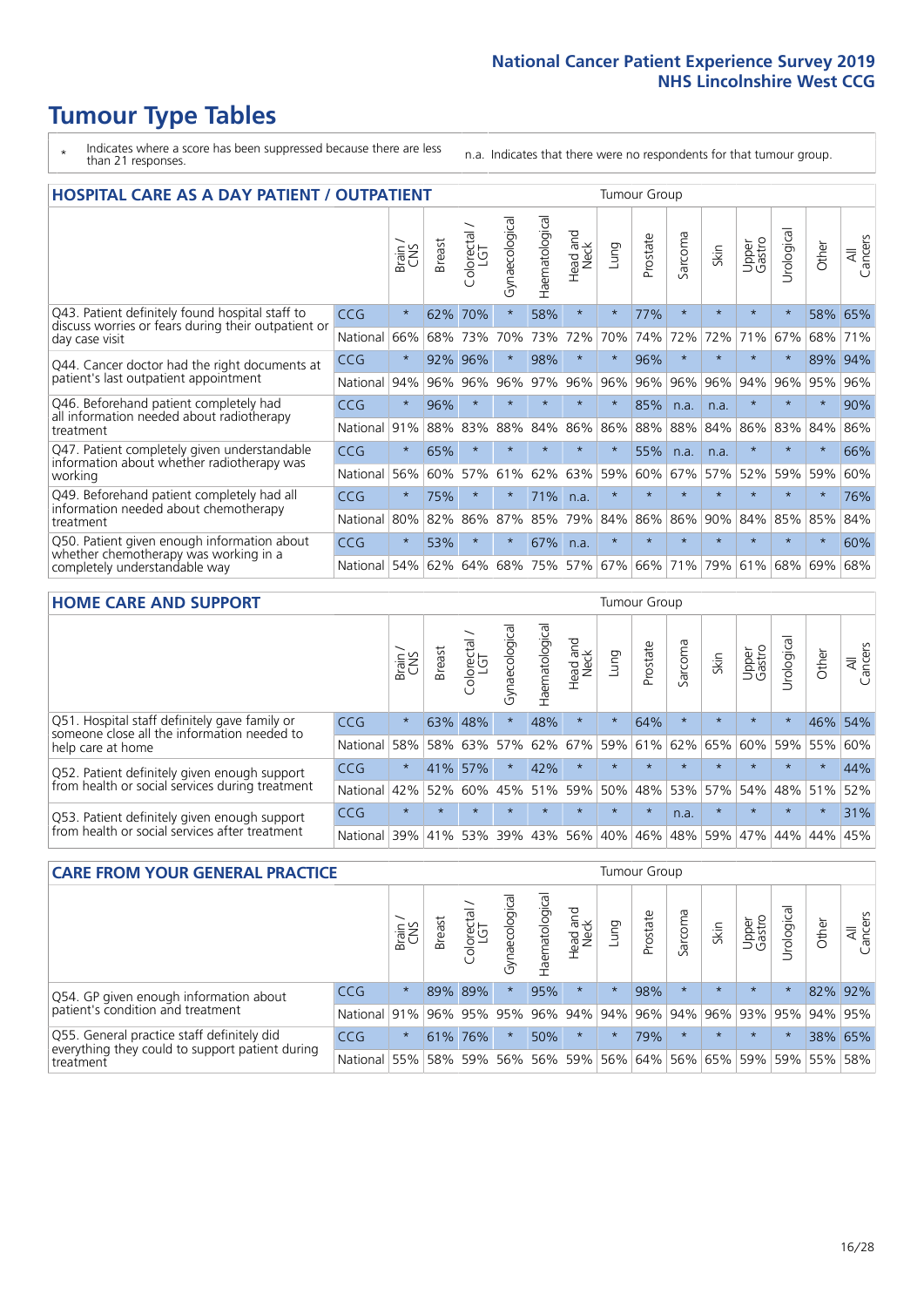# Tumour Type Tables

\* Indicates where a score has been suppressed because there are less than 21 responses.

n.a. Indicates that there were no respondents for that tumour group.

## HOSPITAL CARE AS A DAY PATIENT / OUTPATIENT

| | | Brain / CNS | Breast | Colorectal / LGT | Gynaecological | Haematological | Head and Neck | Lung | Prostate | Sarcoma | Skin | Upper Gastro | Urological | Other | All Cancers |
|---|---|---|---|---|---|---|---|---|---|---|---|---|---|---|---|
| Q43. Patient definitely found hospital staff to discuss worries or fears during their outpatient or day case visit | CCG | * | 62% | 70% | * | 58% | * | * | 77% | * | * | * | * | 58% | 65% |
| | National | 66% | 68% | 73% | 70% | 73% | 72% | 70% | 74% | 72% | 72% | 71% | 67% | 68% | 71% |
| Q44. Cancer doctor had the right documents at patient's last outpatient appointment | CCG | * | 92% | 96% | * | 98% | * | * | 96% | * | * | * | * | 89% | 94% |
| | National | 94% | 96% | 96% | 96% | 97% | 96% | 96% | 96% | 96% | 96% | 94% | 96% | 95% | 96% |
| Q46. Beforehand patient completely had all information needed about radiotherapy treatment | CCG | * | 96% | * | * | * | * | * | 85% | n.a. | n.a. | * | * | * | 90% |
| | National | 91% | 88% | 83% | 88% | 84% | 86% | 86% | 88% | 88% | 84% | 86% | 83% | 84% | 86% |
| Q47. Patient completely given understandable information about whether radiotherapy was working | CCG | * | 65% | * | * | * | * | * | 55% | n.a. | n.a. | * | * | * | 66% |
| | National | 56% | 60% | 57% | 61% | 62% | 63% | 59% | 60% | 67% | 57% | 52% | 59% | 59% | 60% |
| Q49. Beforehand patient completely had all information needed about chemotherapy treatment | CCG | * | 75% | * | * | 71% | n.a. | * | * | * | * | * | * | * | 76% |
| | National | 80% | 82% | 86% | 87% | 85% | 79% | 84% | 86% | 86% | 90% | 84% | 85% | 85% | 84% |
| Q50. Patient given enough information about whether chemotherapy was working in a completely understandable way | CCG | * | 53% | * | * | 67% | n.a. | * | * | * | * | * | * | * | 60% |
| | National | 54% | 62% | 64% | 68% | 75% | 57% | 67% | 66% | 71% | 79% | 61% | 68% | 69% | 68% |

## HOME CARE AND SUPPORT

| | | Brain / CNS | Breast | Colorectal / LGT | Gynaecological | Haematological | Head and Neck | Lung | Prostate | Sarcoma | Skin | Upper Gastro | Urological | Other | All Cancers |
|---|---|---|---|---|---|---|---|---|---|---|---|---|---|---|---|
| Q51. Hospital staff definitely gave family or someone close all the information needed to help care at home | CCG | * | 63% | 48% | * | 48% | * | * | 64% | * | * | * | * | 46% | 54% |
| | National | 58% | 58% | 63% | 57% | 62% | 67% | 59% | 61% | 62% | 65% | 60% | 59% | 55% | 60% |
| Q52. Patient definitely given enough support from health or social services during treatment | CCG | * | 41% | 57% | * | 42% | * | * | * | * | * | * | * | * | 44% |
| | National | 42% | 52% | 60% | 45% | 51% | 59% | 50% | 48% | 53% | 57% | 54% | 48% | 51% | 52% |
| Q53. Patient definitely given enough support from health or social services after treatment | CCG | * | * | * | * | * | * | * | * | n.a. | * | * | * | * | 31% |
| | National | 39% | 41% | 53% | 39% | 43% | 56% | 40% | 46% | 48% | 59% | 47% | 44% | 44% | 45% |

## CARE FROM YOUR GENERAL PRACTICE

| | | Brain / CNS | Breast | Colorectal / LGT | Gynaecological | Haematological | Head and Neck | Lung | Prostate | Sarcoma | Skin | Upper Gastro | Urological | Other | All Cancers |
|---|---|---|---|---|---|---|---|---|---|---|---|---|---|---|---|
| Q54. GP given enough information about patient's condition and treatment | CCG | * | 89% | 89% | * | 95% | * | * | 98% | * | * | * | * | 82% | 92% |
| | National | 91% | 96% | 95% | 95% | 96% | 94% | 94% | 96% | 94% | 96% | 93% | 95% | 94% | 95% |
| Q55. General practice staff definitely did everything they could to support patient during treatment | CCG | * | 61% | 76% | * | 50% | * | * | 79% | * | * | * | * | 38% | 65% |
| | National | 55% | 58% | 59% | 56% | 56% | 59% | 56% | 64% | 56% | 65% | 59% | 59% | 55% | 58% |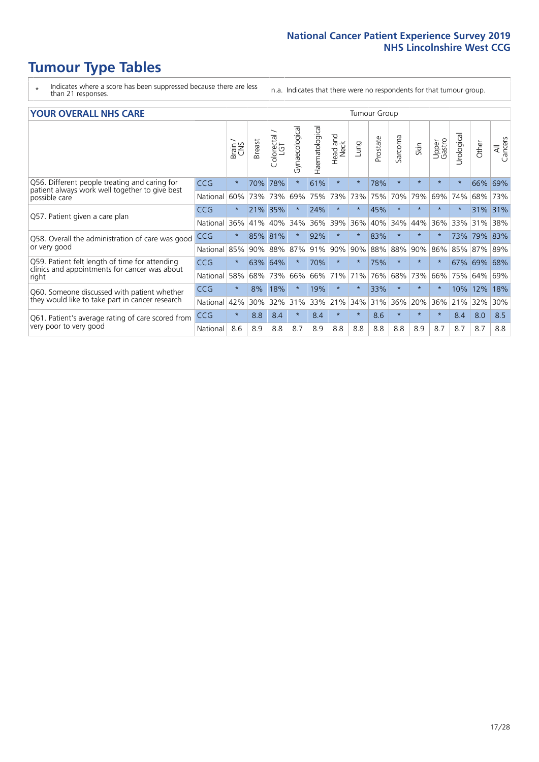# Tumour Type Tables

- \* Indicates where a score has been suppressed because there are less than 21 responses.
- n.a. Indicates that there were no respondents for that tumour group.

## YOUR OVERALL NHS CARE

| | | Brain / CNS | Breast | Colorectal / LGT | Gynaecological | Haematological | Head and Neck | Lung | Prostate | Sarcoma | Skin | Upper Gastro | Urological | Other | All Cancers |
|---|---|---|---|---|---|---|---|---|---|---|---|---|---|---|---|
| Q56. Different people treating and caring for patient always work well together to give best possible care | CCG | * | 70% | 78% | * | 61% | * | * | 78% | * | * | * | * | 66% | 69% |
| | National | 60% | 73% | 73% | 69% | 75% | 73% | 73% | 75% | 70% | 79% | 69% | 74% | 68% | 73% |
| Q57. Patient given a care plan | CCG | * | 21% | 35% | * | 24% | * | * | 45% | * | * | * | * | 31% | 31% |
| | National | 36% | 41% | 40% | 34% | 36% | 39% | 36% | 40% | 34% | 44% | 36% | 33% | 31% | 38% |
| Q58. Overall the administration of care was good or very good | CCG | * | 85% | 81% | * | 92% | * | * | 83% | * | * | * | 73% | 79% | 83% |
| | National | 85% | 90% | 88% | 87% | 91% | 90% | 90% | 88% | 88% | 90% | 86% | 85% | 87% | 89% |
| Q59. Patient felt length of time for attending clinics and appointments for cancer was about right | CCG | * | 63% | 64% | * | 70% | * | * | 75% | * | * | * | 67% | 69% | 68% |
| | National | 58% | 68% | 73% | 66% | 66% | 71% | 71% | 76% | 68% | 73% | 66% | 75% | 64% | 69% |
| Q60. Someone discussed with patient whether they would like to take part in cancer research | CCG | * | 8% | 18% | * | 19% | * | * | 33% | * | * | * | 10% | 12% | 18% |
| | National | 42% | 30% | 32% | 31% | 33% | 21% | 34% | 31% | 36% | 20% | 36% | 21% | 32% | 30% |
| Q61. Patient's average rating of care scored from very poor to very good | CCG | * | 8.8 | 8.4 | * | 8.4 | * | * | 8.6 | * | * | * | 8.4 | 8.0 | 8.5 |
| | National | 8.6 | 8.9 | 8.8 | 8.7 | 8.9 | 8.8 | 8.8 | 8.8 | 8.8 | 8.9 | 8.7 | 8.7 | 8.7 | 8.8 |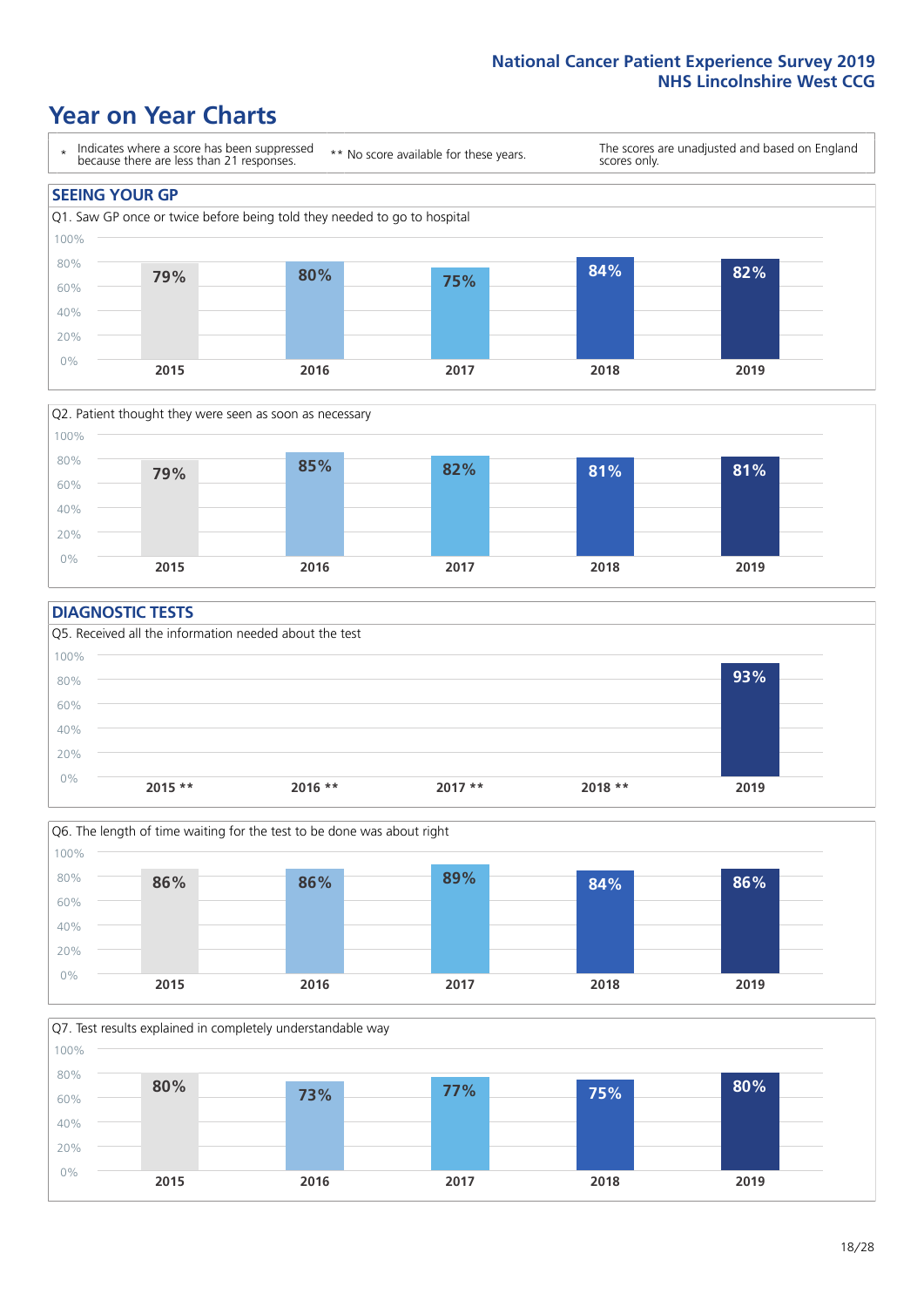# Year on Year Charts

\* Indicates where a score has been suppressed because there are less than 21 responses.

\*\* No score available for these years.

The scores are unadjusted and based on England scores only.

## SEEING YOUR GP

Q1. Saw GP once or twice before being told they needed to go to hospital

| 2015 | 2016 | 2017 | 2018 | 2019 |
|---|---|---|---|---|
| 79% | 80% | 75% | 84% | 82% |

Q2. Patient thought they were seen as soon as necessary

| 2015 | 2016 | 2017 | 2018 | 2019 |
|---|---|---|---|---|
| 79% | 85% | 82% | 81% | 81% |

## DIAGNOSTIC TESTS

Q5. Received all the information needed about the test

| 2015 ** | 2016 ** | 2017 ** | 2018 ** | 2019 |
|---|---|---|---|---|
| | | | | 93% |

Q6. The length of time waiting for the test to be done was about right

| 2015 | 2016 | 2017 | 2018 | 2019 |
|---|---|---|---|---|
| 86% | 86% | 89% | 84% | 86% |

Q7. Test results explained in completely understandable way

| 2015 | 2016 | 2017 | 2018 | 2019 |
|---|---|---|---|---|
| 80% | 73% | 77% | 75% | 80% |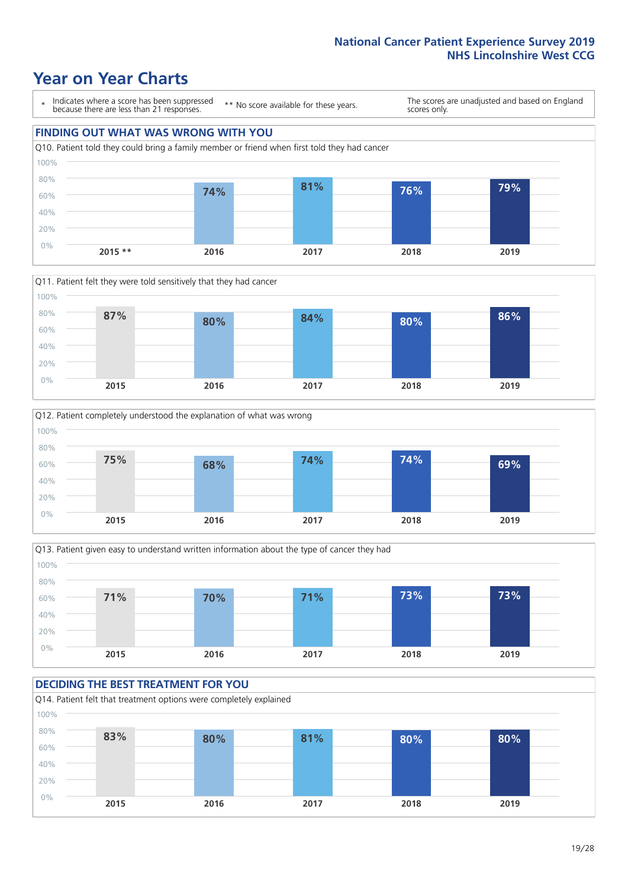# Year on Year Charts

\* Indicates where a score has been suppressed because there are less than 21 responses.

** No score available for these years.

The scores are unadjusted and based on England scores only.

## FINDING OUT WHAT WAS WRONG WITH YOU

Q10. Patient told they could bring a family member or friend when first told they had cancer

| 2015 ** | 2016 | 2017 | 2018 | 2019 |
|---|---|---|---|---|
| | 74% | 81% | 76% | 79% |

Q11. Patient felt they were told sensitively that they had cancer

| 2015 | 2016 | 2017 | 2018 | 2019 |
|---|---|---|---|---|
| 87% | 80% | 84% | 80% | 86% |

Q12. Patient completely understood the explanation of what was wrong

| 2015 | 2016 | 2017 | 2018 | 2019 |
|---|---|---|---|---|
| 75% | 68% | 74% | 74% | 69% |

Q13. Patient given easy to understand written information about the type of cancer they had

| 2015 | 2016 | 2017 | 2018 | 2019 |
|---|---|---|---|---|
| 71% | 70% | 71% | 73% | 73% |

## DECIDING THE BEST TREATMENT FOR YOU

Q14. Patient felt that treatment options were completely explained

| 2015 | 2016 | 2017 | 2018 | 2019 |
|---|---|---|---|---|
| 83% | 80% | 81% | 80% | 80% |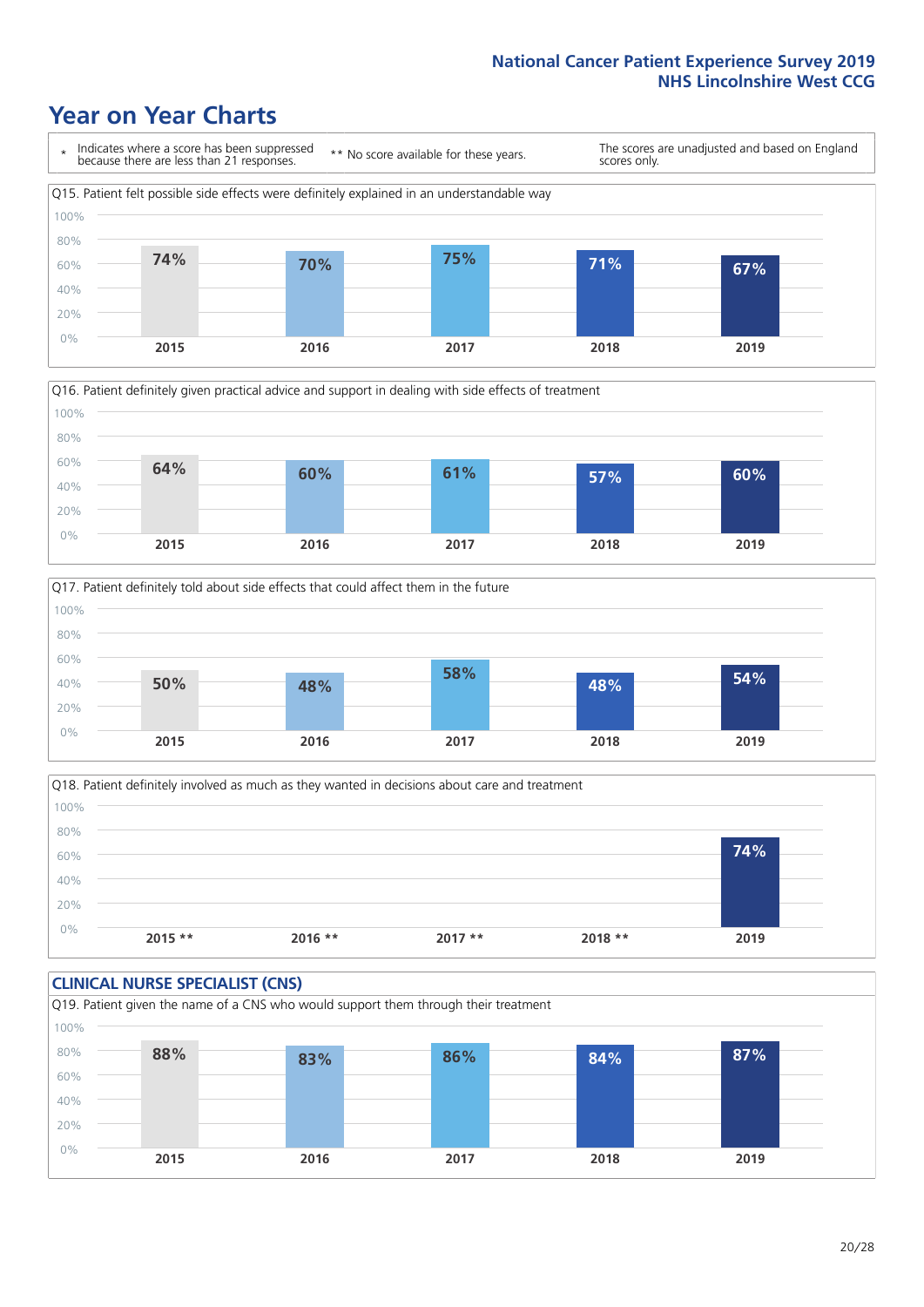# Year on Year Charts

\* Indicates where a score has been suppressed because there are less than 21 responses.

** No score available for these years.

The scores are unadjusted and based on England scores only.

Q15. Patient felt possible side effects were definitely explained in an understandable way

| 2015 | 2016 | 2017 | 2018 | 2019 |
|---|---|---|---|---|
| 74% | 70% | 75% | 71% | 67% |

Q16. Patient definitely given practical advice and support in dealing with side effects of treatment

| 2015 | 2016 | 2017 | 2018 | 2019 |
|---|---|---|---|---|
| 64% | 60% | 61% | 57% | 60% |

Q17. Patient definitely told about side effects that could affect them in the future

| 2015 | 2016 | 2017 | 2018 | 2019 |
|---|---|---|---|---|
| 50% | 48% | 58% | 48% | 54% |

Q18. Patient definitely involved as much as they wanted in decisions about care and treatment

| 2015 ** | 2016 ** | 2017 ** | 2018 ** | 2019 |
|---|---|---|---|---|
| | | | | 74% |

## CLINICAL NURSE SPECIALIST (CNS)

Q19. Patient given the name of a CNS who would support them through their treatment

| 2015 | 2016 | 2017 | 2018 | 2019 |
|---|---|---|---|---|
| 88% | 83% | 86% | 84% | 87% |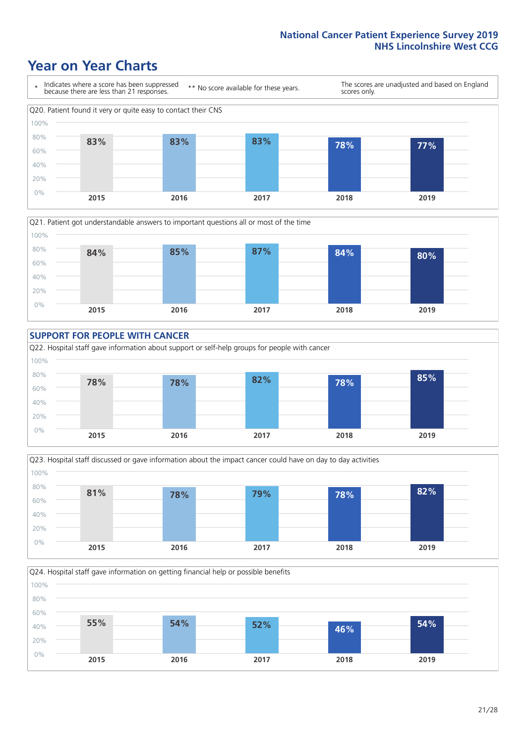# Year on Year Charts

\* Indicates where a score has been suppressed because there are less than 21 responses.

\*\* No score available for these years.

The scores are unadjusted and based on England scores only.

Q20. Patient found it very or quite easy to contact their CNS

| 2015 | 2016 | 2017 | 2018 | 2019 |
|---|---|---|---|---|
| 83% | 83% | 83% | 78% | 77% |

Q21. Patient got understandable answers to important questions all or most of the time

| 2015 | 2016 | 2017 | 2018 | 2019 |
|---|---|---|---|---|
| 84% | 85% | 87% | 84% | 80% |

## SUPPORT FOR PEOPLE WITH CANCER

Q22. Hospital staff gave information about support or self-help groups for people with cancer

| 2015 | 2016 | 2017 | 2018 | 2019 |
|---|---|---|---|---|
| 78% | 78% | 82% | 78% | 85% |

Q23. Hospital staff discussed or gave information about the impact cancer could have on day to day activities

| 2015 | 2016 | 2017 | 2018 | 2019 |
|---|---|---|---|---|
| 81% | 78% | 79% | 78% | 82% |

Q24. Hospital staff gave information on getting financial help or possible benefits

| 2015 | 2016 | 2017 | 2018 | 2019 |
|---|---|---|---|---|
| 55% | 54% | 52% | 46% | 54% |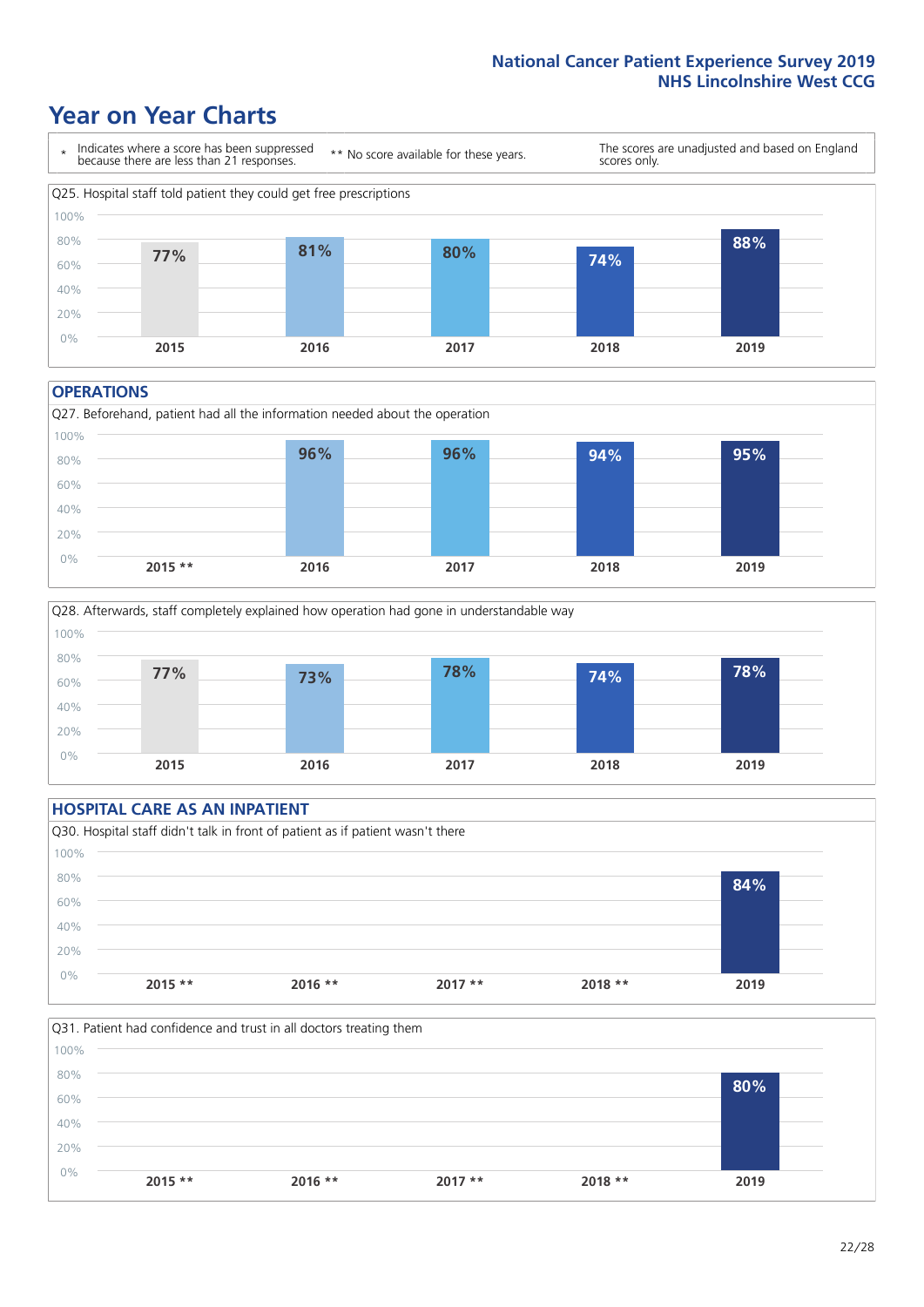# Year on Year Charts

\* Indicates where a score has been suppressed because there are less than 21 responses.

** No score available for these years.

The scores are unadjusted and based on England scores only.

Q25. Hospital staff told patient they could get free prescriptions

| 2015 | 2016 | 2017 | 2018 | 2019 |
|---|---|---|---|---|
| 77% | 81% | 80% | 74% | 88% |

## OPERATIONS

Q27. Beforehand, patient had all the information needed about the operation

| 2015 ** | 2016 | 2017 | 2018 | 2019 |
|---|---|---|---|---|
| | 96% | 96% | 94% | 95% |

Q28. Afterwards, staff completely explained how operation had gone in understandable way

| 2015 | 2016 | 2017 | 2018 | 2019 |
|---|---|---|---|---|
| 77% | 73% | 78% | 74% | 78% |

## HOSPITAL CARE AS AN INPATIENT

Q30. Hospital staff didn't talk in front of patient as if patient wasn't there

| 2015 ** | 2016 ** | 2017 ** | 2018 ** | 2019 |
|---|---|---|---|---|
| | | | | 84% |

Q31. Patient had confidence and trust in all doctors treating them

| 2015 ** | 2016 ** | 2017 ** | 2018 ** | 2019 |
|---|---|---|---|---|
| | | | | 80% |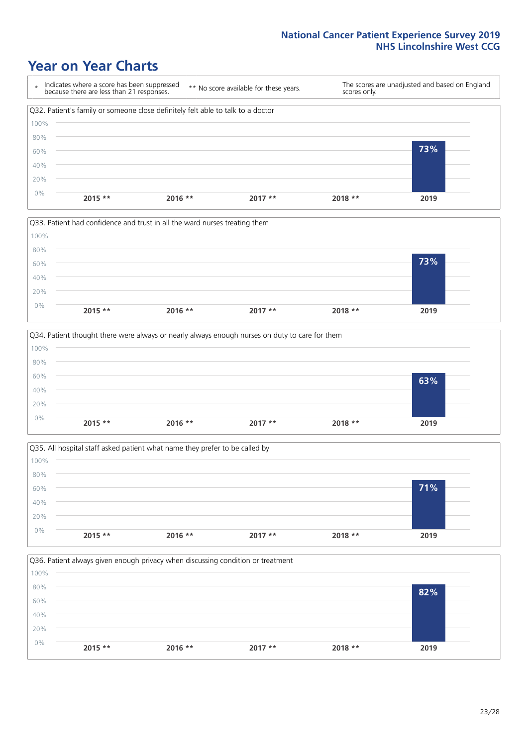# Year on Year Charts

\* Indicates where a score has been suppressed because there are less than 21 responses.

** No score available for these years.

The scores are unadjusted and based on England scores only.

Q32. Patient's family or someone close definitely felt able to talk to a doctor

| 2015 ** | 2016 ** | 2017 ** | 2018 ** | 2019 |
|---|---|---|---|---|
| | | | | 73% |

Q33. Patient had confidence and trust in all the ward nurses treating them

| 2015 ** | 2016 ** | 2017 ** | 2018 ** | 2019 |
|---|---|---|---|---|
| | | | | 73% |

Q34. Patient thought there were always or nearly always enough nurses on duty to care for them

| 2015 ** | 2016 ** | 2017 ** | 2018 ** | 2019 |
|---|---|---|---|---|
| | | | | 63% |

Q35. All hospital staff asked patient what name they prefer to be called by

| 2015 ** | 2016 ** | 2017 ** | 2018 ** | 2019 |
|---|---|---|---|---|
| | | | | 71% |

Q36. Patient always given enough privacy when discussing condition or treatment

| 2015 ** | 2016 ** | 2017 ** | 2018 ** | 2019 |
|---|---|---|---|---|
| | | | | 82% |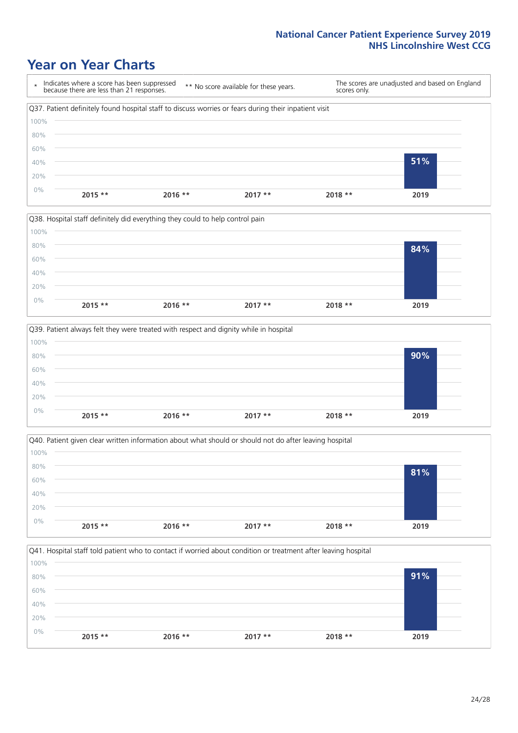# Year on Year Charts

\* Indicates where a score has been suppressed because there are less than 21 responses.

** No score available for these years.

The scores are unadjusted and based on England scores only.

Q37. Patient definitely found hospital staff to discuss worries or fears during their inpatient visit

| 2015 ** | 2016 ** | 2017 ** | 2018 ** | 2019 |
|---|---|---|---|---|
| | | | | 51% |

Q38. Hospital staff definitely did everything they could to help control pain

| 2015 ** | 2016 ** | 2017 ** | 2018 ** | 2019 |
|---|---|---|---|---|
| | | | | 84% |

Q39. Patient always felt they were treated with respect and dignity while in hospital

| 2015 ** | 2016 ** | 2017 ** | 2018 ** | 2019 |
|---|---|---|---|---|
| | | | | 90% |

Q40. Patient given clear written information about what should or should not do after leaving hospital

| 2015 ** | 2016 ** | 2017 ** | 2018 ** | 2019 |
|---|---|---|---|---|
| | | | | 81% |

Q41. Hospital staff told patient who to contact if worried about condition or treatment after leaving hospital

| 2015 ** | 2016 ** | 2017 ** | 2018 ** | 2019 |
|---|---|---|---|---|
| | | | | 91% |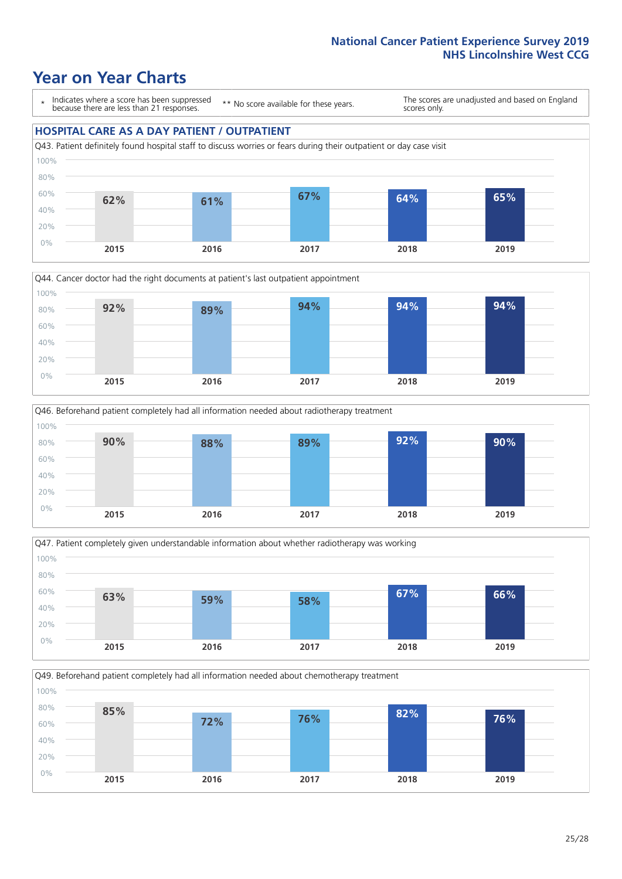National Cancer Patient Experience Survey 2019
NHS Lincolnshire West CCG

# Year on Year Charts

\* Indicates where a score has been suppressed because there are less than 21 responses.

\*\* No score available for these years.

The scores are unadjusted and based on England scores only.

## HOSPITAL CARE AS A DAY PATIENT / OUTPATIENT

Q43. Patient definitely found hospital staff to discuss worries or fears during their outpatient or day case visit

| 2015 | 2016 | 2017 | 2018 | 2019 |
|---|---|---|---|---|
| 62% | 61% | 67% | 64% | 65% |

Q44. Cancer doctor had the right documents at patient's last outpatient appointment

| 2015 | 2016 | 2017 | 2018 | 2019 |
|---|---|---|---|---|
| 92% | 89% | 94% | 94% | 94% |

Q46. Beforehand patient completely had all information needed about radiotherapy treatment

| 2015 | 2016 | 2017 | 2018 | 2019 |
|---|---|---|---|---|
| 90% | 88% | 89% | 92% | 90% |

Q47. Patient completely given understandable information about whether radiotherapy was working

| 2015 | 2016 | 2017 | 2018 | 2019 |
|---|---|---|---|---|
| 63% | 59% | 58% | 67% | 66% |

Q49. Beforehand patient completely had all information needed about chemotherapy treatment

| 2015 | 2016 | 2017 | 2018 | 2019 |
|---|---|---|---|---|
| 85% | 72% | 76% | 82% | 76% |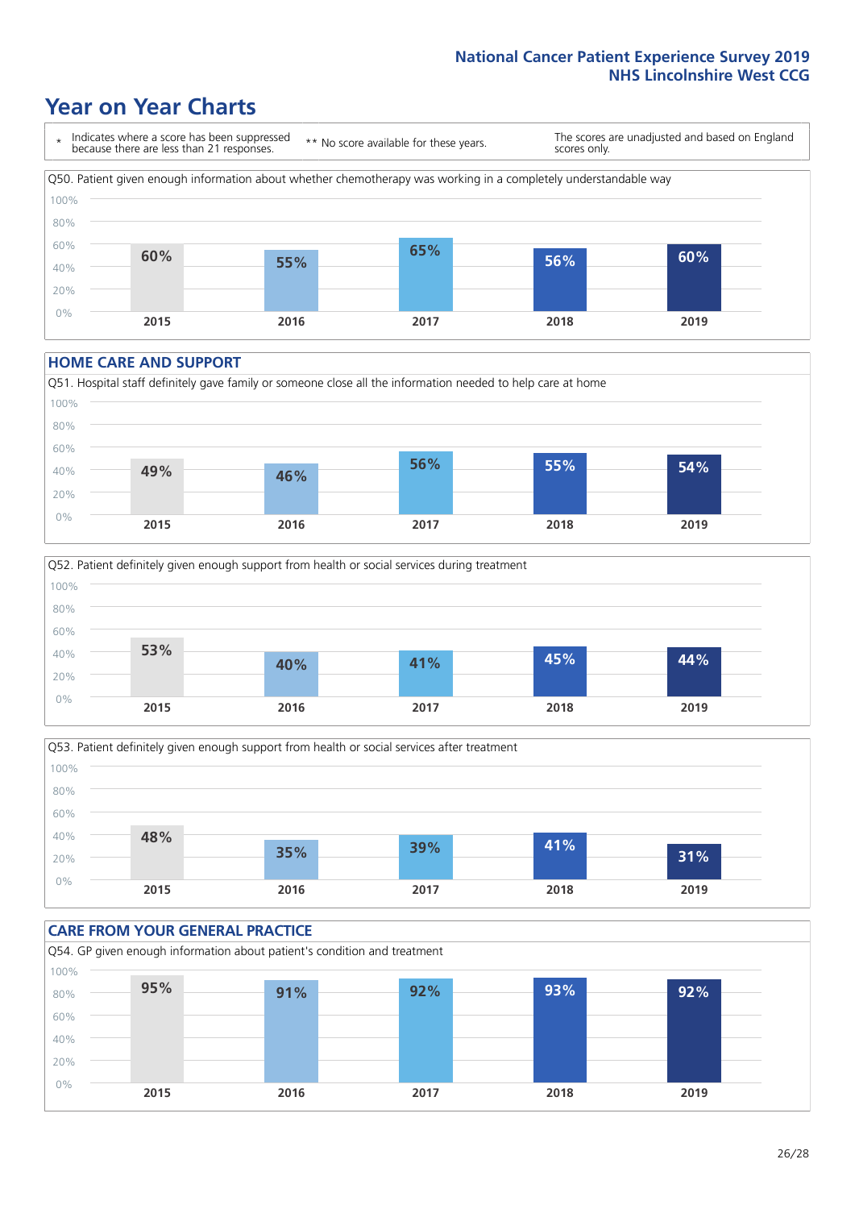## Year on Year Charts

\* Indicates where a score has been suppressed because there are less than 21 responses.

** No score available for these years.

The scores are unadjusted and based on England scores only.

Q50. Patient given enough information about whether chemotherapy was working in a completely understandable way

| 2015 | 2016 | 2017 | 2018 | 2019 |
|---|---|---|---|---|
| 60% | 55% | 65% | 56% | 60% |

### HOME CARE AND SUPPORT

Q51. Hospital staff definitely gave family or someone close all the information needed to help care at home

| 2015 | 2016 | 2017 | 2018 | 2019 |
|---|---|---|---|---|
| 49% | 46% | 56% | 55% | 54% |

Q52. Patient definitely given enough support from health or social services during treatment

| 2015 | 2016 | 2017 | 2018 | 2019 |
|---|---|---|---|---|
| 53% | 40% | 41% | 45% | 44% |

Q53. Patient definitely given enough support from health or social services after treatment

| 2015 | 2016 | 2017 | 2018 | 2019 |
|---|---|---|---|---|
| 48% | 35% | 39% | 41% | 31% |

### CARE FROM YOUR GENERAL PRACTICE

Q54. GP given enough information about patient's condition and treatment

| 2015 | 2016 | 2017 | 2018 | 2019 |
|---|---|---|---|---|
| 95% | 91% | 92% | 93% | 92% |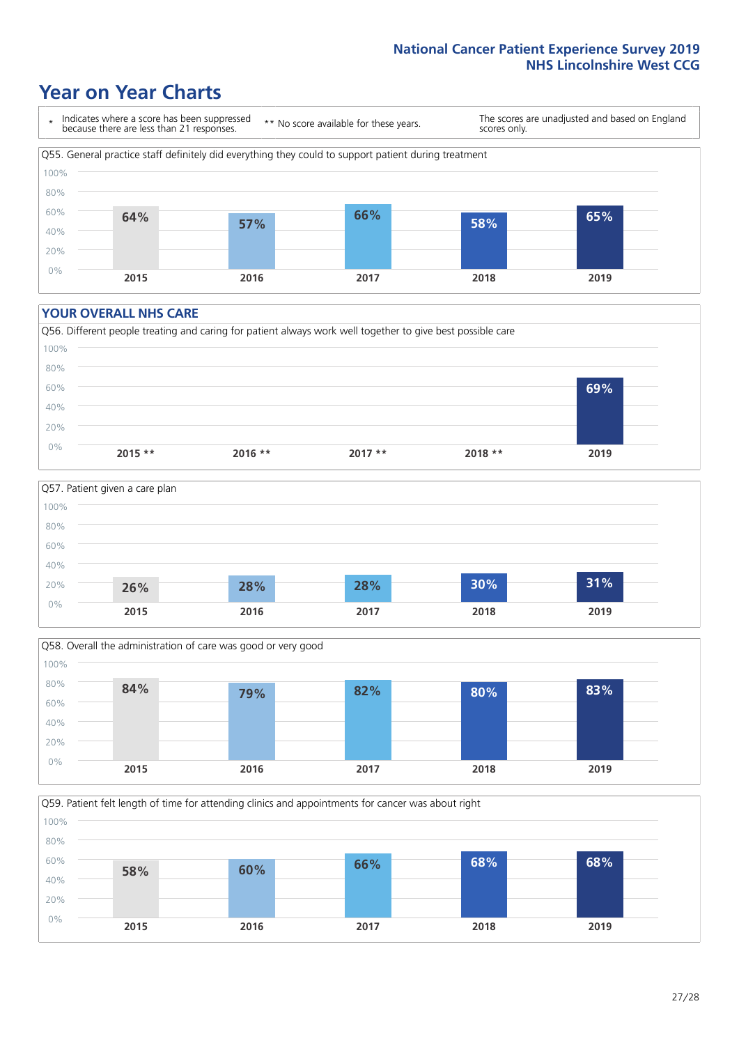# Year on Year Charts

\* Indicates where a score has been suppressed because there are less than 21 responses.

\*\* No score available for these years.

The scores are unadjusted and based on England scores only.

Q55. General practice staff definitely did everything they could to support patient during treatment

| 2015 | 2016 | 2017 | 2018 | 2019 |
|---|---|---|---|---|
| 64% | 57% | 66% | 58% | 65% |

## YOUR OVERALL NHS CARE

Q56. Different people treating and caring for patient always work well together to give best possible care

| 2015 ** | 2016 ** | 2017 ** | 2018 ** | 2019 |
|---|---|---|---|---|
| | | | | 69% |

Q57. Patient given a care plan

| 2015 | 2016 | 2017 | 2018 | 2019 |
|---|---|---|---|---|
| 26% | 28% | 28% | 30% | 31% |

Q58. Overall the administration of care was good or very good

| 2015 | 2016 | 2017 | 2018 | 2019 |
|---|---|---|---|---|
| 84% | 79% | 82% | 80% | 83% |

Q59. Patient felt length of time for attending clinics and appointments for cancer was about right

| 2015 | 2016 | 2017 | 2018 | 2019 |
|---|---|---|---|---|
| 58% | 60% | 66% | 68% | 68% |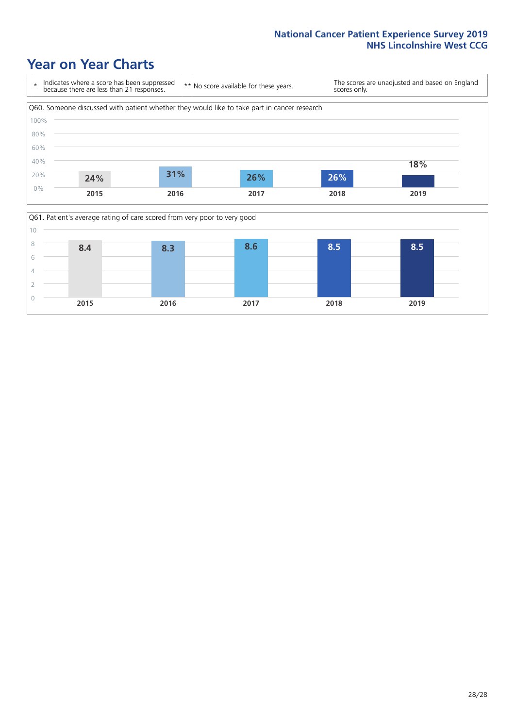# Year on Year Charts

\* Indicates where a score has been suppressed because there are less than 21 responses.

\*\* No score available for these years.

The scores are unadjusted and based on England scores only.

Q60. Someone discussed with patient whether they would like to take part in cancer research

100%
80%
60%
40%
20%
0%

24% 2015
31% 2016
26% 2017
26% 2018
18% 2019

Q61. Patient's average rating of care scored from very poor to very good

10
8
6
4
2
0

8.4 2015
8.3 2016
8.6 2017
8.5 2018
8.5 2019